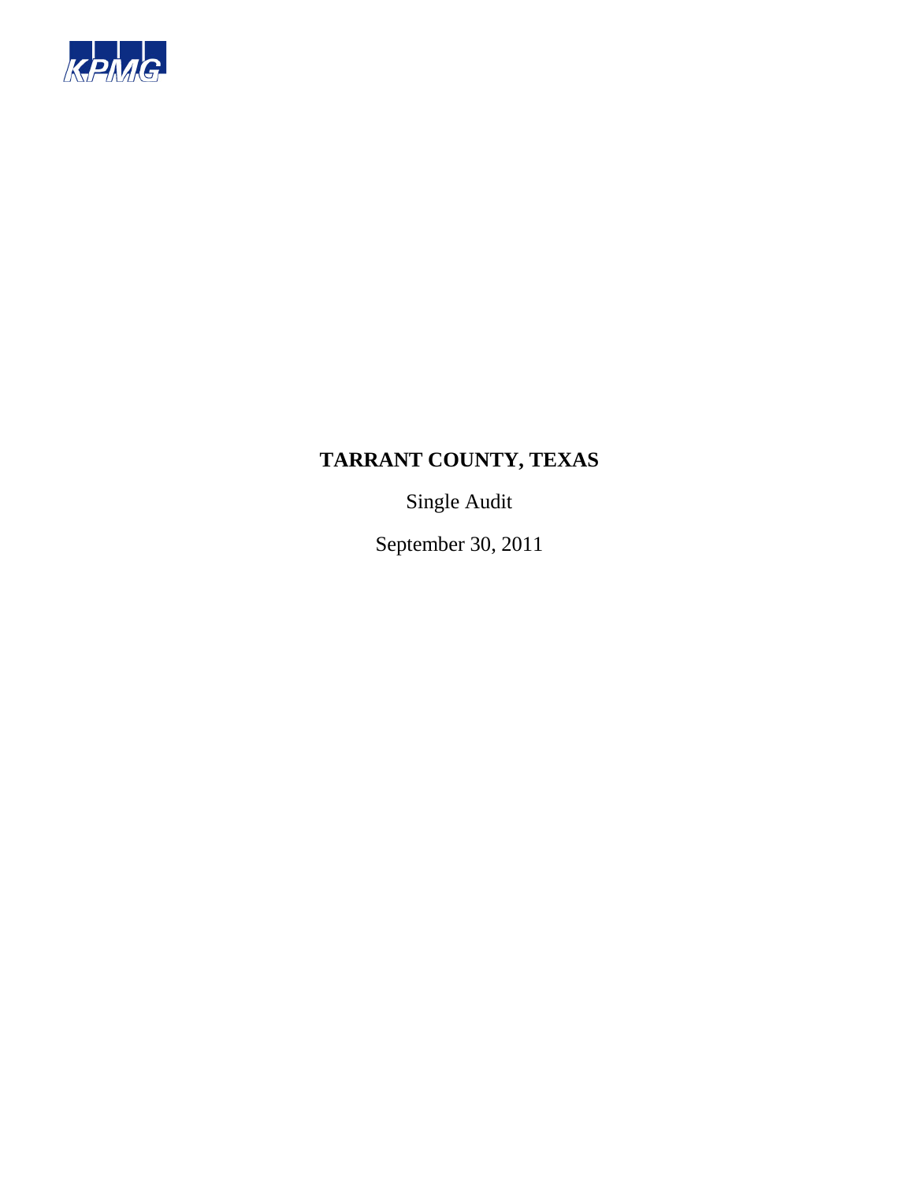KPMG

# TARRANT COUNTY, TEXAS

Single Audit

September 30, 2011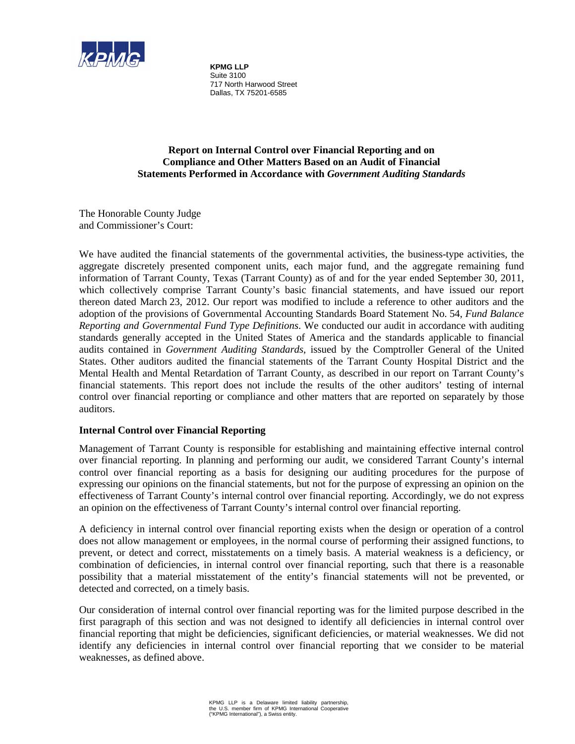**KPMG LLP**
Suite 3100
717 North Harwood Street
Dallas, TX 75201-6585

## Report on Internal Control over Financial Reporting and on Compliance and Other Matters Based on an Audit of Financial Statements Performed in Accordance with *Government Auditing Standards*

The Honorable County Judge
and Commissioner's Court:

We have audited the financial statements of the governmental activities, the business-type activities, the aggregate discretely presented component units, each major fund, and the aggregate remaining fund information of Tarrant County, Texas (Tarrant County) as of and for the year ended September 30, 2011, which collectively comprise Tarrant County's basic financial statements, and have issued our report thereon dated March 23, 2012. Our report was modified to include a reference to other auditors and the adoption of the provisions of Governmental Accounting Standards Board Statement No. 54, *Fund Balance Reporting and Governmental Fund Type Definitions*. We conducted our audit in accordance with auditing standards generally accepted in the United States of America and the standards applicable to financial audits contained in *Government Auditing Standards*, issued by the Comptroller General of the United States. Other auditors audited the financial statements of the Tarrant County Hospital District and the Mental Health and Mental Retardation of Tarrant County, as described in our report on Tarrant County's financial statements. This report does not include the results of the other auditors' testing of internal control over financial reporting or compliance and other matters that are reported on separately by those auditors.

### Internal Control over Financial Reporting

Management of Tarrant County is responsible for establishing and maintaining effective internal control over financial reporting. In planning and performing our audit, we considered Tarrant County's internal control over financial reporting as a basis for designing our auditing procedures for the purpose of expressing our opinions on the financial statements, but not for the purpose of expressing an opinion on the effectiveness of Tarrant County's internal control over financial reporting. Accordingly, we do not express an opinion on the effectiveness of Tarrant County's internal control over financial reporting.

A deficiency in internal control over financial reporting exists when the design or operation of a control does not allow management or employees, in the normal course of performing their assigned functions, to prevent, or detect and correct, misstatements on a timely basis. A material weakness is a deficiency, or combination of deficiencies, in internal control over financial reporting, such that there is a reasonable possibility that a material misstatement of the entity's financial statements will not be prevented, or detected and corrected, on a timely basis.

Our consideration of internal control over financial reporting was for the limited purpose described in the first paragraph of this section and was not designed to identify all deficiencies in internal control over financial reporting that might be deficiencies, significant deficiencies, or material weaknesses. We did not identify any deficiencies in internal control over financial reporting that we consider to be material weaknesses, as defined above.

KPMG LLP is a Delaware limited liability partnership, the U.S. member firm of KPMG International Cooperative ("KPMG International"), a Swiss entity.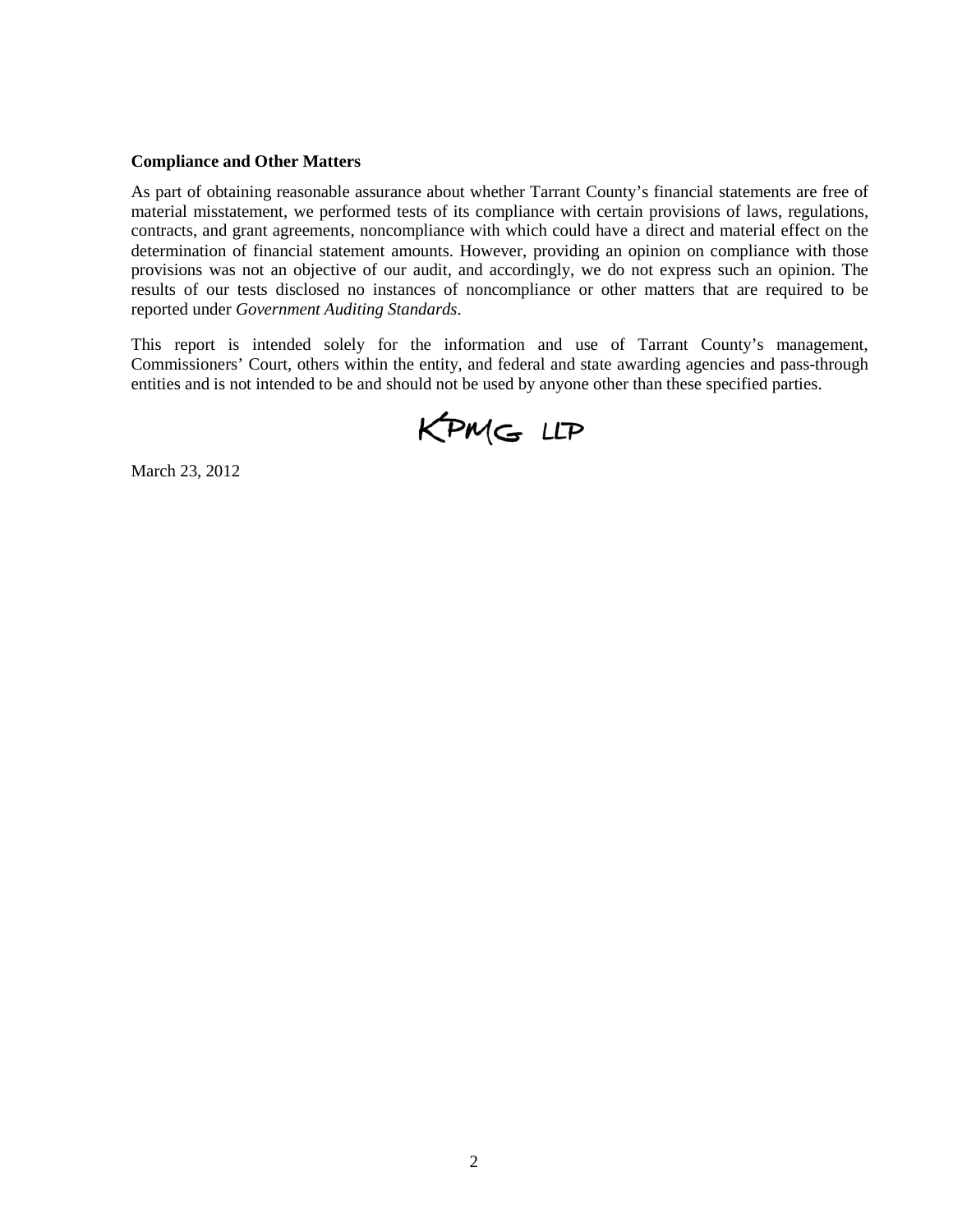**Compliance and Other Matters**

As part of obtaining reasonable assurance about whether Tarrant County's financial statements are free of material misstatement, we performed tests of its compliance with certain provisions of laws, regulations, contracts, and grant agreements, noncompliance with which could have a direct and material effect on the determination of financial statement amounts. However, providing an opinion on compliance with those provisions was not an objective of our audit, and accordingly, we do not express such an opinion. The results of our tests disclosed no instances of noncompliance or other matters that are required to be reported under *Government Auditing Standards*.

This report is intended solely for the information and use of Tarrant County's management, Commissioners' Court, others within the entity, and federal and state awarding agencies and pass-through entities and is not intended to be and should not be used by anyone other than these specified parties.

KPMG LLP

March 23, 2012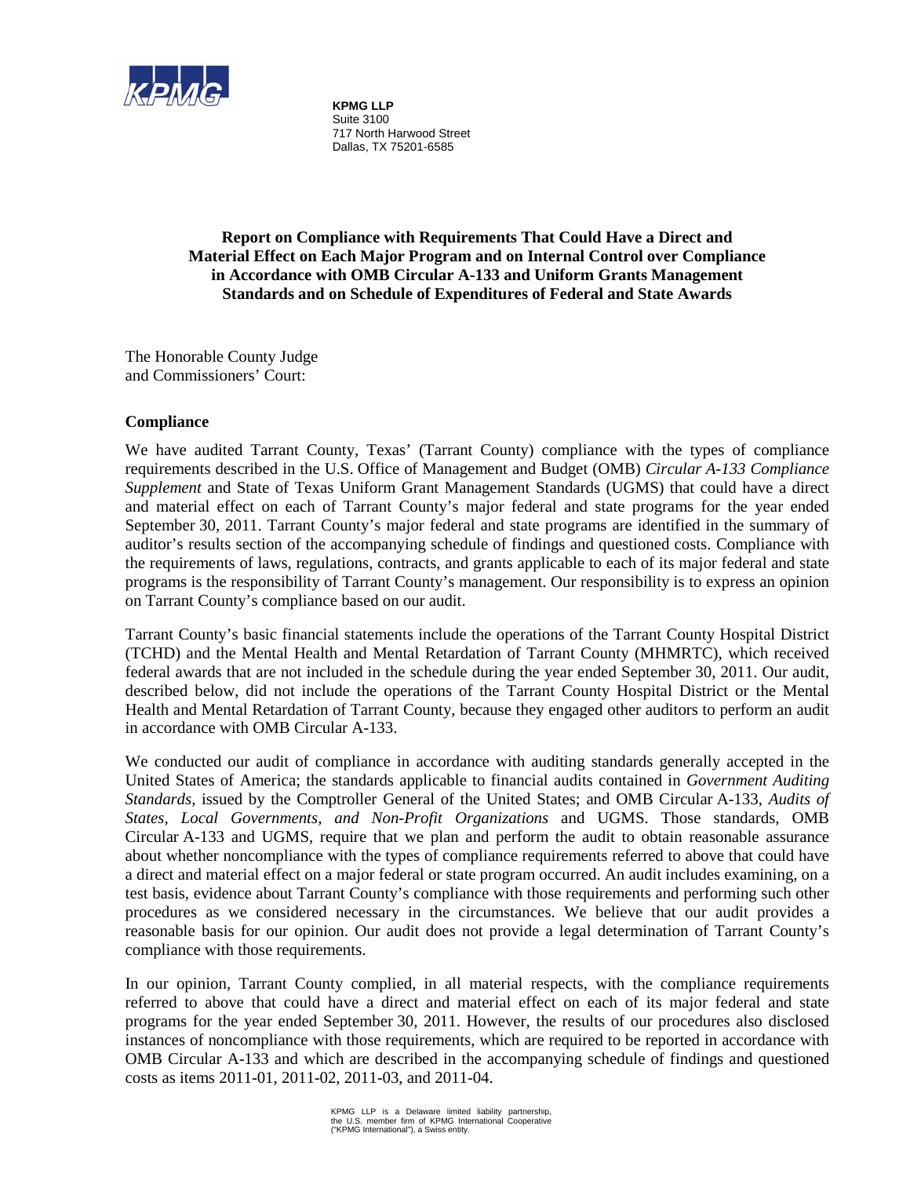**KPMG LLP**
Suite 3100
717 North Harwood Street
Dallas, TX 75201-6585

**Report on Compliance with Requirements That Could Have a Direct and Material Effect on Each Major Program and on Internal Control over Compliance in Accordance with OMB Circular A-133 and Uniform Grants Management Standards and on Schedule of Expenditures of Federal and State Awards**

The Honorable County Judge
and Commissioners' Court:

**Compliance**

We have audited Tarrant County, Texas' (Tarrant County) compliance with the types of compliance requirements described in the U.S. Office of Management and Budget (OMB) *Circular A-133 Compliance Supplement* and State of Texas Uniform Grant Management Standards (UGMS) that could have a direct and material effect on each of Tarrant County's major federal and state programs for the year ended September 30, 2011. Tarrant County's major federal and state programs are identified in the summary of auditor's results section of the accompanying schedule of findings and questioned costs. Compliance with the requirements of laws, regulations, contracts, and grants applicable to each of its major federal and state programs is the responsibility of Tarrant County's management. Our responsibility is to express an opinion on Tarrant County's compliance based on our audit.

Tarrant County's basic financial statements include the operations of the Tarrant County Hospital District (TCHD) and the Mental Health and Mental Retardation of Tarrant County (MHMRTC), which received federal awards that are not included in the schedule during the year ended September 30, 2011. Our audit, described below, did not include the operations of the Tarrant County Hospital District or the Mental Health and Mental Retardation of Tarrant County, because they engaged other auditors to perform an audit in accordance with OMB Circular A-133.

We conducted our audit of compliance in accordance with auditing standards generally accepted in the United States of America; the standards applicable to financial audits contained in *Government Auditing Standards*, issued by the Comptroller General of the United States; and OMB Circular A-133, *Audits of States, Local Governments, and Non-Profit Organizations* and UGMS. Those standards, OMB Circular A-133 and UGMS, require that we plan and perform the audit to obtain reasonable assurance about whether noncompliance with the types of compliance requirements referred to above that could have a direct and material effect on a major federal or state program occurred. An audit includes examining, on a test basis, evidence about Tarrant County's compliance with those requirements and performing such other procedures as we considered necessary in the circumstances. We believe that our audit provides a reasonable basis for our opinion. Our audit does not provide a legal determination of Tarrant County's compliance with those requirements.

In our opinion, Tarrant County complied, in all material respects, with the compliance requirements referred to above that could have a direct and material effect on each of its major federal and state programs for the year ended September 30, 2011. However, the results of our procedures also disclosed instances of noncompliance with those requirements, which are required to be reported in accordance with OMB Circular A-133 and which are described in the accompanying schedule of findings and questioned costs as items 2011-01, 2011-02, 2011-03, and 2011-04.

KPMG LLP is a Delaware limited liability partnership, the U.S. member firm of KPMG International Cooperative ("KPMG International"), a Swiss entity.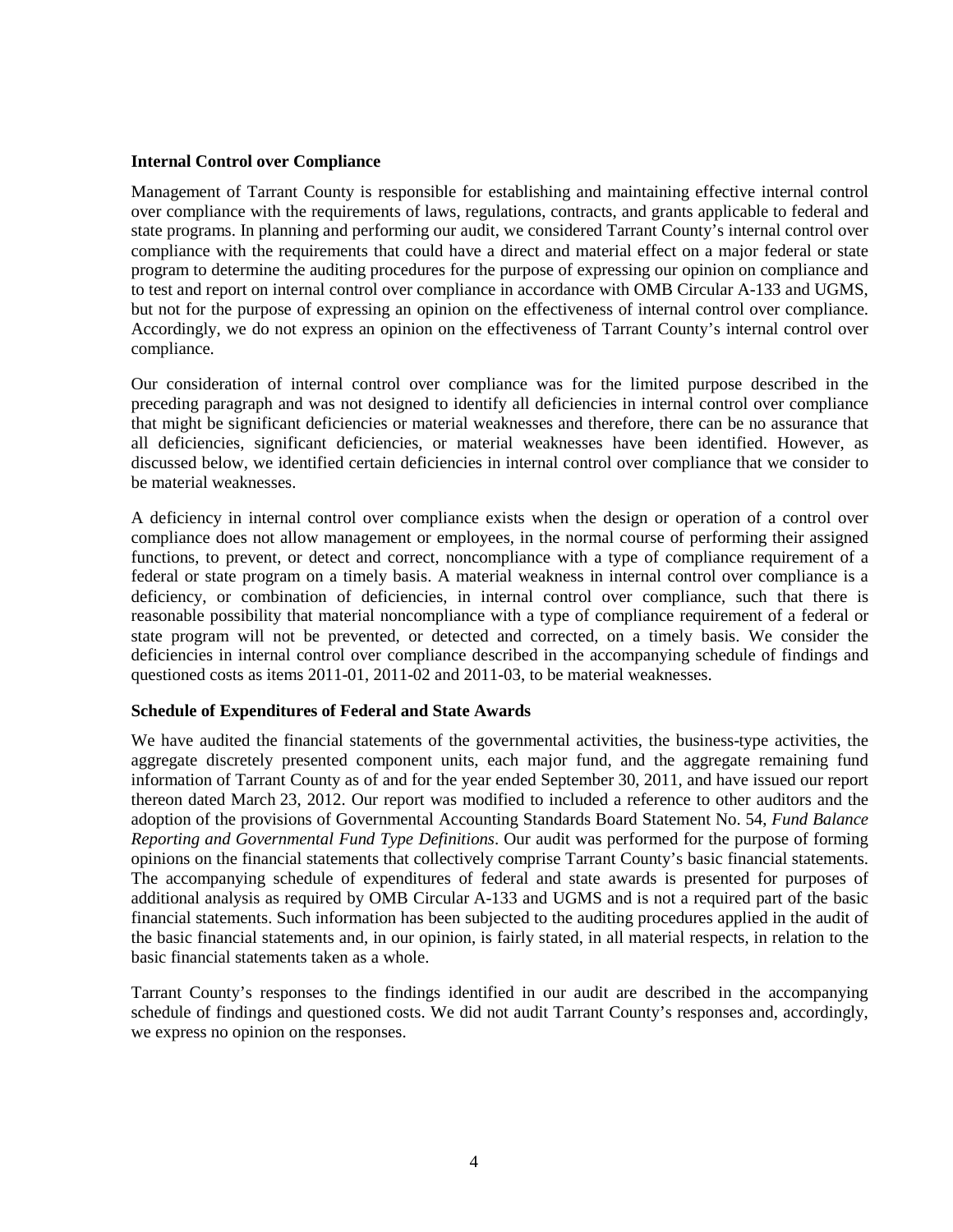**Internal Control over Compliance**

Management of Tarrant County is responsible for establishing and maintaining effective internal control over compliance with the requirements of laws, regulations, contracts, and grants applicable to federal and state programs. In planning and performing our audit, we considered Tarrant County's internal control over compliance with the requirements that could have a direct and material effect on a major federal or state program to determine the auditing procedures for the purpose of expressing our opinion on compliance and to test and report on internal control over compliance in accordance with OMB Circular A-133 and UGMS, but not for the purpose of expressing an opinion on the effectiveness of internal control over compliance. Accordingly, we do not express an opinion on the effectiveness of Tarrant County's internal control over compliance.

Our consideration of internal control over compliance was for the limited purpose described in the preceding paragraph and was not designed to identify all deficiencies in internal control over compliance that might be significant deficiencies or material weaknesses and therefore, there can be no assurance that all deficiencies, significant deficiencies, or material weaknesses have been identified. However, as discussed below, we identified certain deficiencies in internal control over compliance that we consider to be material weaknesses.

A deficiency in internal control over compliance exists when the design or operation of a control over compliance does not allow management or employees, in the normal course of performing their assigned functions, to prevent, or detect and correct, noncompliance with a type of compliance requirement of a federal or state program on a timely basis. A material weakness in internal control over compliance is a deficiency, or combination of deficiencies, in internal control over compliance, such that there is reasonable possibility that material noncompliance with a type of compliance requirement of a federal or state program will not be prevented, or detected and corrected, on a timely basis. We consider the deficiencies in internal control over compliance described in the accompanying schedule of findings and questioned costs as items 2011-01, 2011-02 and 2011-03, to be material weaknesses.

**Schedule of Expenditures of Federal and State Awards**

We have audited the financial statements of the governmental activities, the business-type activities, the aggregate discretely presented component units, each major fund, and the aggregate remaining fund information of Tarrant County as of and for the year ended September 30, 2011, and have issued our report thereon dated March 23, 2012. Our report was modified to included a reference to other auditors and the adoption of the provisions of Governmental Accounting Standards Board Statement No. 54, *Fund Balance Reporting and Governmental Fund Type Definitions*. Our audit was performed for the purpose of forming opinions on the financial statements that collectively comprise Tarrant County's basic financial statements. The accompanying schedule of expenditures of federal and state awards is presented for purposes of additional analysis as required by OMB Circular A-133 and UGMS and is not a required part of the basic financial statements. Such information has been subjected to the auditing procedures applied in the audit of the basic financial statements and, in our opinion, is fairly stated, in all material respects, in relation to the basic financial statements taken as a whole.

Tarrant County's responses to the findings identified in our audit are described in the accompanying schedule of findings and questioned costs. We did not audit Tarrant County's responses and, accordingly, we express no opinion on the responses.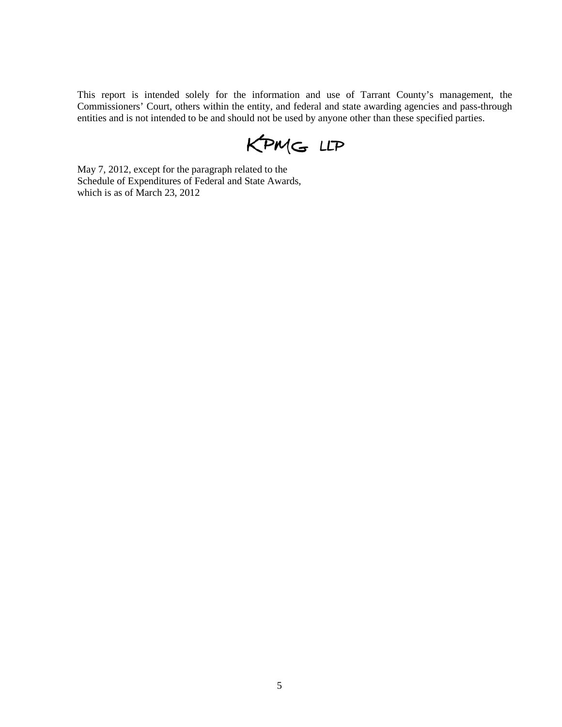This report is intended solely for the information and use of Tarrant County's management, the Commissioners' Court, others within the entity, and federal and state awarding agencies and pass-through entities and is not intended to be and should not be used by anyone other than these specified parties.

KPMG LLP

May 7, 2012, except for the paragraph related to the Schedule of Expenditures of Federal and State Awards, which is as of March 23, 2012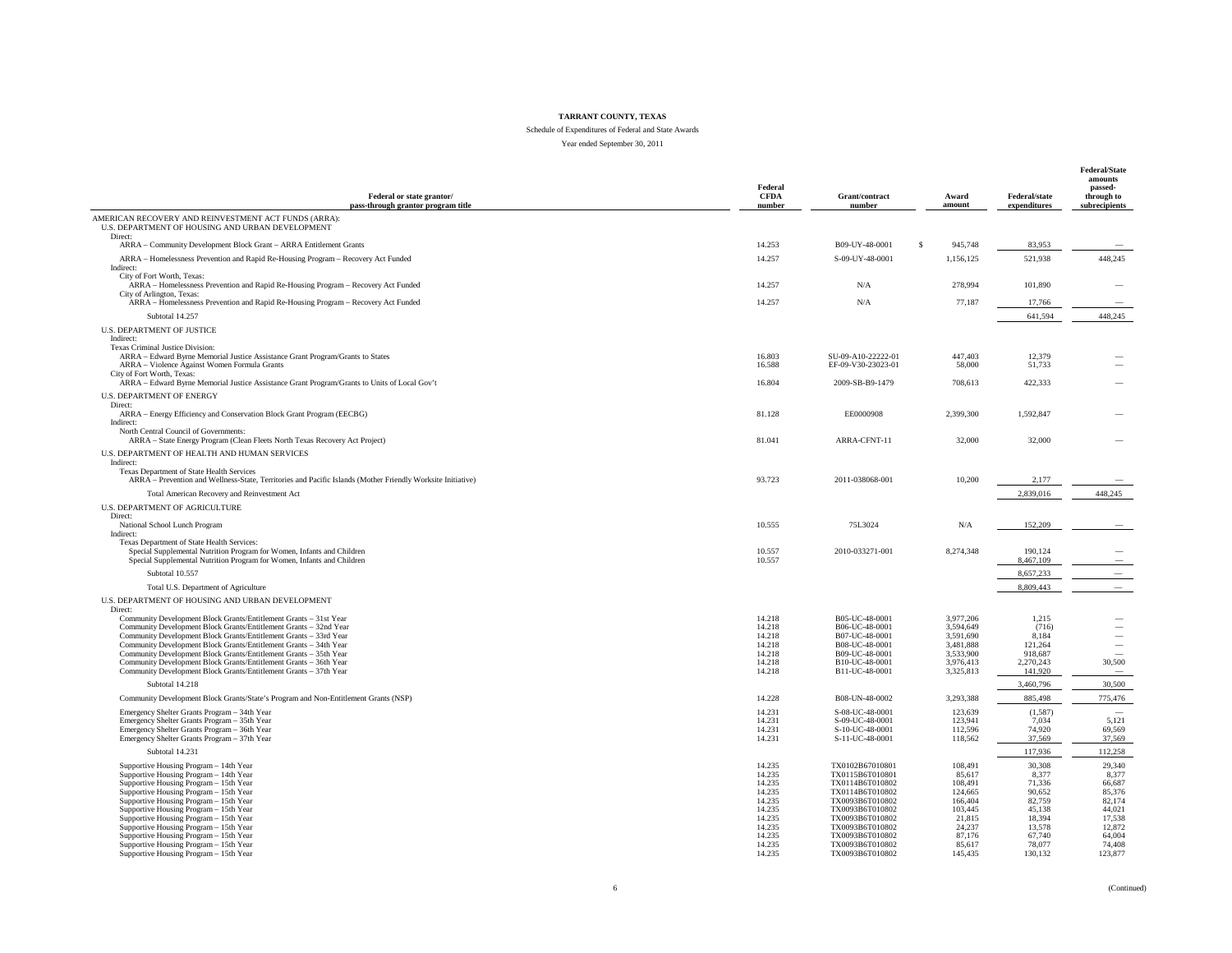**TARRANT COUNTY, TEXAS**

Schedule of Expenditures of Federal and State Awards

Year ended September 30, 2011

| Federal or state grantor/ pass-through grantor program title | Federal CFDA number | Grant/contract number | Award amount | Federal/state expenditures | Federal/State amounts passed-through to subrecipients |
|---|---|---|---|---|---|
| AMERICAN RECOVERY AND REINVESTMENT ACT FUNDS (ARRA): | | | | | |
| U.S. DEPARTMENT OF HOUSING AND URBAN DEVELOPMENT | | | | | |
| Direct: | | | | | |
| ARRA – Community Development Block Grant – ARRA Entitlement Grants | 14.253 | B09-UY-48-0001 | $ 945,748 | 83,953 | — |
| ARRA – Homelessness Prevention and Rapid Re-Housing Program – Recovery Act Funded | 14.257 | S-09-UY-48-0001 | 1,156,125 | 521,938 | 448,245 |
| Indirect: | | | | | |
| City of Fort Worth, Texas: | | | | | |
| ARRA – Homelessness Prevention and Rapid Re-Housing Program – Recovery Act Funded | 14.257 | N/A | 278,994 | 101,890 | — |
| City of Arlington, Texas: | | | | | |
| ARRA – Homelessness Prevention and Rapid Re-Housing Program – Recovery Act Funded | 14.257 | N/A | 77,187 | 17,766 | — |
| Subtotal 14.257 | | | | 641,594 | 448,245 |
| U.S. DEPARTMENT OF JUSTICE | | | | | |
| Indirect: | | | | | |
| Texas Criminal Justice Division: | | | | | |
| ARRA – Edward Byrne Memorial Justice Assistance Grant Program/Grants to States | 16.803 | SU-09-A10-22222-01 | 447,403 | 12,379 | — |
| ARRA – Violence Against Women Formula Grants | 16.588 | EF-09-V30-23023-01 | 58,000 | 51,733 | — |
| City of Fort Worth, Texas: | | | | | |
| ARRA – Edward Byrne Memorial Justice Assistance Grant Program/Grants to Units of Local Gov't | 16.804 | 2009-SB-B9-1479 | 708,613 | 422,333 | — |
| U.S. DEPARTMENT OF ENERGY | | | | | |
| Direct: | | | | | |
| ARRA – Energy Efficiency and Conservation Block Grant Program (EECBG) | 81.128 | EE0000908 | 2,399,300 | 1,592,847 | — |
| Indirect: | | | | | |
| North Central Council of Governments: | | | | | |
| ARRA – State Energy Program (Clean Fleets North Texas Recovery Act Project) | 81.041 | ARRA-CFNT-11 | 32,000 | 32,000 | — |
| U.S. DEPARTMENT OF HEALTH AND HUMAN SERVICES | | | | | |
| Indirect: | | | | | |
| Texas Department of State Health Services | | | | | |
| ARRA – Prevention and Wellness-State, Territories and Pacific Islands (Mother Friendly Worksite Initiative) | 93.723 | 2011-038068-001 | 10,200 | 2,177 | — |
| Total American Recovery and Reinvestment Act | | | | 2,839,016 | 448,245 |
| U.S. DEPARTMENT OF AGRICULTURE | | | | | |
| Direct: | | | | | |
| National School Lunch Program | 10.555 | 75L3024 | N/A | 152,209 | — |
| Indirect: | | | | | |
| Texas Department of State Health Services: | | | | | |
| Special Supplemental Nutrition Program for Women, Infants and Children | 10.557 | 2010-033271-001 | 8,274,348 | 190,124 | — |
| Special Supplemental Nutrition Program for Women, Infants and Children | 10.557 | | | 8,467,109 | — |
| Subtotal 10.557 | | | | 8,657,233 | — |
| Total U.S. Department of Agriculture | | | | 8,809,443 | — |
| U.S. DEPARTMENT OF HOUSING AND URBAN DEVELOPMENT | | | | | |
| Direct: | | | | | |
| Community Development Block Grants/Entitlement Grants – 31st Year | 14.218 | B05-UC-48-0001 | 3,977,206 | 1,215 | — |
| Community Development Block Grants/Entitlement Grants – 32nd Year | 14.218 | B06-UC-48-0001 | 3,594,649 | (716) | — |
| Community Development Block Grants/Entitlement Grants – 33rd Year | 14.218 | B07-UC-48-0001 | 3,591,690 | 8,184 | — |
| Community Development Block Grants/Entitlement Grants – 34th Year | 14.218 | B08-UC-48-0001 | 3,481,888 | 121,264 | — |
| Community Development Block Grants/Entitlement Grants – 35th Year | 14.218 | B09-UC-48-0001 | 3,533,900 | 918,687 | — |
| Community Development Block Grants/Entitlement Grants – 36th Year | 14.218 | B10-UC-48-0001 | 3,976,413 | 2,270,243 | 30,500 |
| Community Development Block Grants/Entitlement Grants – 37th Year | 14.218 | B11-UC-48-0001 | 3,325,813 | 141,920 | — |
| Subtotal 14.218 | | | | 3,460,796 | 30,500 |
| Community Development Block Grants/State's Program and Non-Entitlement Grants (NSP) | 14.228 | B08-UN-48-0002 | 3,293,388 | 885,498 | 775,476 |
| Emergency Shelter Grants Program – 34th Year | 14.231 | S-08-UC-48-0001 | 123,639 | (1,587) | — |
| Emergency Shelter Grants Program – 35th Year | 14.231 | S-09-UC-48-0001 | 123,941 | 7,034 | 5,121 |
| Emergency Shelter Grants Program – 36th Year | 14.231 | S-10-UC-48-0001 | 112,596 | 74,920 | 69,569 |
| Emergency Shelter Grants Program – 37th Year | 14.231 | S-11-UC-48-0001 | 118,562 | 37,569 | 37,569 |
| Subtotal 14.231 | | | | 117,936 | 112,258 |
| Supportive Housing Program – 14th Year | 14.235 | TX0102B67010801 | 108,491 | 30,308 | 29,340 |
| Supportive Housing Program – 14th Year | 14.235 | TX0115B6T010801 | 85,617 | 8,377 | 8,377 |
| Supportive Housing Program – 15th Year | 14.235 | TX0114B6T010802 | 108,491 | 71,336 | 66,687 |
| Supportive Housing Program – 15th Year | 14.235 | TX0114B6T010802 | 124,665 | 90,652 | 85,376 |
| Supportive Housing Program – 15th Year | 14.235 | TX0093B6T010802 | 166,404 | 82,759 | 82,174 |
| Supportive Housing Program – 15th Year | 14.235 | TX0093B6T010802 | 103,445 | 45,138 | 44,021 |
| Supportive Housing Program – 15th Year | 14.235 | TX0093B6T010802 | 21,815 | 18,394 | 17,538 |
| Supportive Housing Program – 15th Year | 14.235 | TX0093B6T010802 | 24,237 | 13,578 | 12,872 |
| Supportive Housing Program – 15th Year | 14.235 | TX0093B6T010802 | 87,176 | 67,740 | 64,004 |
| Supportive Housing Program – 15th Year | 14.235 | TX0093B6T010802 | 85,617 | 78,077 | 74,408 |
| Supportive Housing Program – 15th Year | 14.235 | TX0093B6T010802 | 145,435 | 130,132 | 123,877 |

(Continued)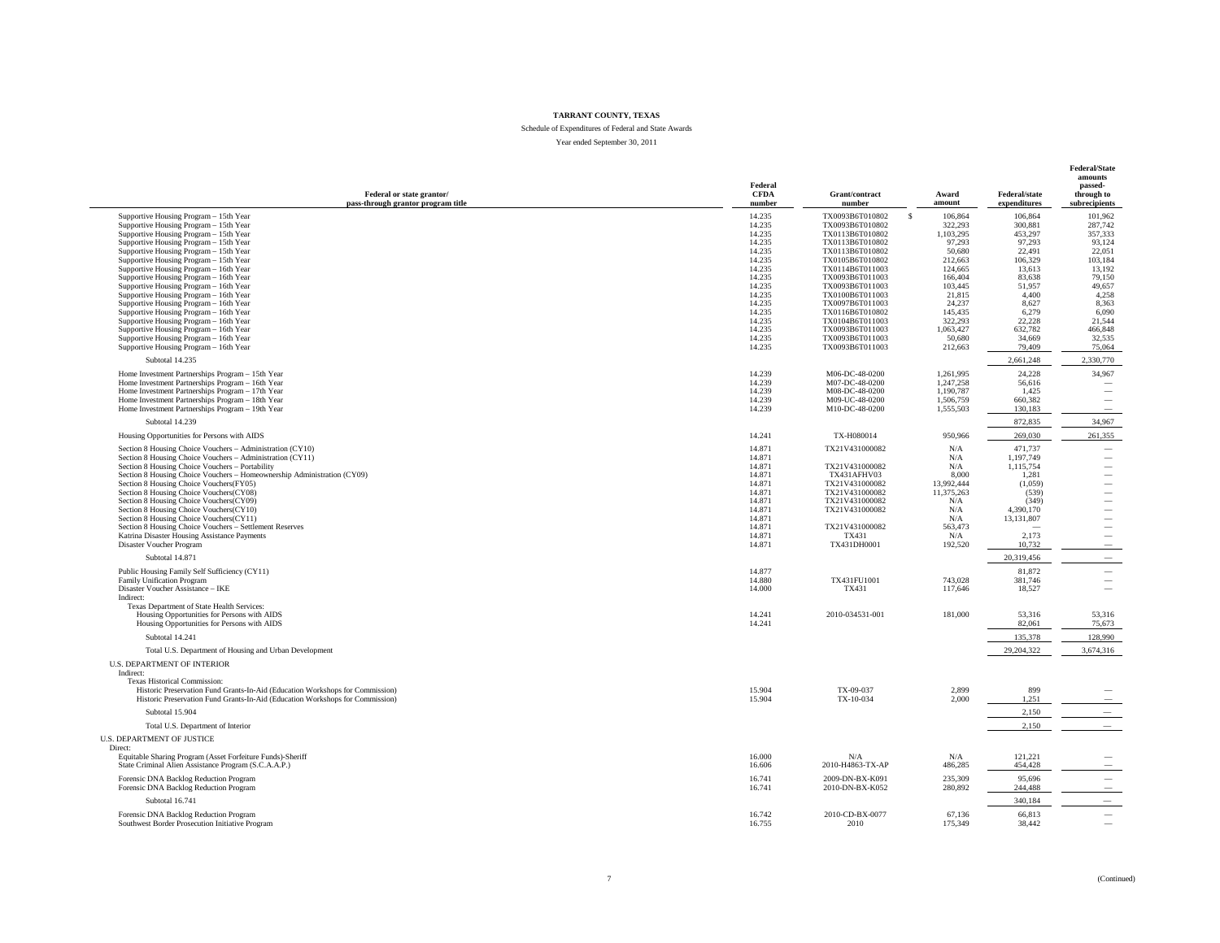# TARRANT COUNTY, TEXAS

Schedule of Expenditures of Federal and State Awards

Year ended September 30, 2011

| Federal or state grantor/ pass-through grantor program title | Federal CFDA number | Grant/contract number | Award amount | Federal/state expenditures | Federal/State amounts passed-through to subrecipients |
|---|---|---|---|---|---|
| Supportive Housing Program – 15th Year | 14.235 | TX0093B6T010802 | $ 106,864 | 106,864 | 101,962 |
| Supportive Housing Program – 15th Year | 14.235 | TX0093B6T010802 | 322,293 | 300,881 | 287,742 |
| Supportive Housing Program – 15th Year | 14.235 | TX0113B6T010802 | 1,103,295 | 453,297 | 357,333 |
| Supportive Housing Program – 15th Year | 14.235 | TX0113B6T010802 | 97,293 | 97,293 | 93,124 |
| Supportive Housing Program – 15th Year | 14.235 | TX0113B6T010802 | 50,680 | 22,491 | 22,051 |
| Supportive Housing Program – 15th Year | 14.235 | TX0105B6T010802 | 212,663 | 106,329 | 103,184 |
| Supportive Housing Program – 16th Year | 14.235 | TX0114B6T011003 | 124,665 | 13,613 | 13,192 |
| Supportive Housing Program – 16th Year | 14.235 | TX0093B6T011003 | 166,404 | 83,638 | 79,150 |
| Supportive Housing Program – 16th Year | 14.235 | TX0093B6T011003 | 103,445 | 51,957 | 49,657 |
| Supportive Housing Program – 16th Year | 14.235 | TX0100B6T011003 | 21,815 | 4,400 | 4,258 |
| Supportive Housing Program – 16th Year | 14.235 | TX0097B6T011003 | 24,237 | 8,627 | 8,363 |
| Supportive Housing Program – 16th Year | 14.235 | TX0116B6T010802 | 145,435 | 6,279 | 6,090 |
| Supportive Housing Program – 16th Year | 14.235 | TX0104B6T011003 | 322,293 | 22,228 | 21,544 |
| Supportive Housing Program – 16th Year | 14.235 | TX0093B6T011003 | 1,063,427 | 632,782 | 466,848 |
| Supportive Housing Program – 16th Year | 14.235 | TX0093B6T011003 | 50,680 | 34,669 | 32,535 |
| Supportive Housing Program – 16th Year | 14.235 | TX0093B6T011003 | 212,663 | 79,409 | 75,064 |
| Subtotal 14.235 | | | | 2,661,248 | 2,330,770 |
| Home Investment Partnerships Program – 15th Year | 14.239 | M06-DC-48-0200 | 1,261,995 | 24,228 | 34,967 |
| Home Investment Partnerships Program – 16th Year | 14.239 | M07-DC-48-0200 | 1,247,258 | 56,616 | — |
| Home Investment Partnerships Program – 17th Year | 14.239 | M08-DC-48-0200 | 1,190,787 | 1,425 | — |
| Home Investment Partnerships Program – 18th Year | 14.239 | M09-UC-48-0200 | 1,506,759 | 660,382 | — |
| Home Investment Partnerships Program – 19th Year | 14.239 | M10-DC-48-0200 | 1,555,503 | 130,183 | — |
| Subtotal 14.239 | | | | 872,835 | 34,967 |
| Housing Opportunities for Persons with AIDS | 14.241 | TX-H080014 | 950,966 | 269,030 | 261,355 |
| Section 8 Housing Choice Vouchers – Administration (CY10) | 14.871 | TX21V431000082 | N/A | 471,737 | — |
| Section 8 Housing Choice Vouchers – Administration (CY11) | 14.871 | | N/A | 1,197,749 | — |
| Section 8 Housing Choice Vouchers – Portability | 14.871 | TX21V431000082 | N/A | 1,115,754 | — |
| Section 8 Housing Choice Vouchers – Homeownership Administration (CY09) | 14.871 | TX431AFHV03 | 8,000 | 1,281 | — |
| Section 8 Housing Choice Vouchers(FY05) | 14.871 | TX21V431000082 | 13,992,444 | (1,059) | — |
| Section 8 Housing Choice Vouchers(CY08) | 14.871 | TX21V431000082 | 11,375,263 | (539) | — |
| Section 8 Housing Choice Vouchers(CY09) | 14.871 | TX21V431000082 | N/A | (349) | — |
| Section 8 Housing Choice Vouchers(CY10) | 14.871 | TX21V431000082 | N/A | 4,390,170 | — |
| Section 8 Housing Choice Vouchers(CY11) | 14.871 | | N/A | 13,131,807 | — |
| Section 8 Housing Choice Vouchers – Settlement Reserves | 14.871 | TX21V431000082 | 563,473 | — | — |
| Katrina Disaster Housing Assistance Payments | 14.871 | TX431 | N/A | 2,173 | — |
| Disaster Voucher Program | 14.871 | TX431DH0001 | 192,520 | 10,732 | — |
| Subtotal 14.871 | | | | 20,319,456 | — |
| Public Housing Family Self Sufficiency (CY11) | 14.877 | | | 81,872 | — |
| Family Unification Program | 14.880 | TX431FU1001 | 743,028 | 381,746 | — |
| Disaster Voucher Assistance – IKE | 14.000 | TX431 | 117,646 | 18,527 | — |
| Indirect: | | | | | |
| Texas Department of State Health Services: | | | | | |
| Housing Opportunities for Persons with AIDS | 14.241 | 2010-034531-001 | 181,000 | 53,316 | 53,316 |
| Housing Opportunities for Persons with AIDS | 14.241 | | | 82,061 | 75,673 |
| Subtotal 14.241 | | | | 135,378 | 128,990 |
| Total U.S. Department of Housing and Urban Development | | | | 29,204,322 | 3,674,316 |
| U.S. DEPARTMENT OF INTERIOR | | | | | |
| Indirect: | | | | | |
| Texas Historical Commission: | | | | | |
| Historic Preservation Fund Grants-In-Aid (Education Workshops for Commission) | 15.904 | TX-09-037 | 2,899 | 899 | — |
| Historic Preservation Fund Grants-In-Aid (Education Workshops for Commission) | 15.904 | TX-10-034 | 2,000 | 1,251 | — |
| Subtotal 15.904 | | | | 2,150 | — |
| Total U.S. Department of Interior | | | | 2,150 | — |
| U.S. DEPARTMENT OF JUSTICE | | | | | |
| Direct: | | | | | |
| Equitable Sharing Program (Asset Forfeiture Funds)-Sheriff | 16.000 | N/A | N/A | 121,221 | — |
| State Criminal Alien Assistance Program (S.C.A.A.P.) | 16.606 | 2010-H4863-TX-AP | 486,285 | 454,428 | — |
| Forensic DNA Backlog Reduction Program | 16.741 | 2009-DN-BX-K091 | 235,309 | 95,696 | — |
| Forensic DNA Backlog Reduction Program | 16.741 | 2010-DN-BX-K052 | 280,892 | 244,488 | — |
| Subtotal 16.741 | | | | 340,184 | — |
| Forensic DNA Backlog Reduction Program | 16.742 | 2010-CD-BX-0077 | 67,136 | 66,813 | — |
| Southwest Border Prosecution Initiative Program | 16.755 | 2010 | 175,349 | 38,442 | — |

(Continued)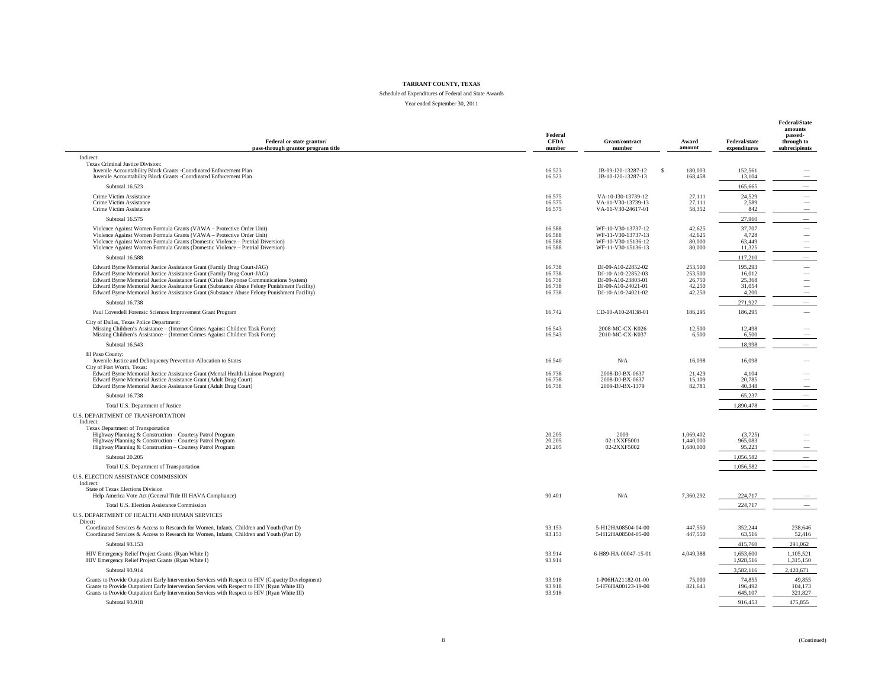**TARRANT COUNTY, TEXAS**

Schedule of Expenditures of Federal and State Awards

Year ended September 30, 2011

| Federal or state grantor/ pass-through grantor program title | Federal CFDA number | Grant/contract number | Award amount | Federal/state expenditures | Federal/State amounts passed-through to subrecipients |
|---|---|---|---|---|---|
| Indirect: | | | | | |
| Texas Criminal Justice Division: | | | | | |
| Juvenile Accountability Block Grants -Coordinated Enforcement Plan | 16.523 | JB-09-J20-13287-12 | $ 180,003 | 152,561 | — |
| Juvenile Accountability Block Grants -Coordinated Enforcement Plan | 16.523 | JB-10-J20-13287-13 | 168,458 | 13,104 | — |
| Subtotal 16.523 | | | | 165,665 | — |
| Crime Victim Assistance | 16.575 | VA-10-J30-13739-12 | 27,111 | 24,529 | — |
| Crime Victim Assistance | 16.575 | VA-11-V30-13739-13 | 27,111 | 2,589 | — |
| Crime Victim Assistance | 16.575 | VA-11-V30-24617-01 | 58,352 | 842 | — |
| Subtotal 16.575 | | | | 27,960 | — |
| Violence Against Women Formula Grants (VAWA – Protective Order Unit) | 16.588 | WF-10-V30-13737-12 | 42,625 | 37,707 | — |
| Violence Against Women Formula Grants (VAWA – Protective Order Unit) | 16.588 | WF-11-V30-13737-13 | 42,625 | 4,728 | — |
| Violence Against Women Formula Grants (Domestic Violence – Pretrial Diversion) | 16.588 | WF-10-V30-15136-12 | 80,000 | 63,449 | — |
| Violence Against Women Formula Grants (Domestic Violence – Pretrial Diversion) | 16.588 | WF-11-V30-15136-13 | 80,000 | 11,325 | — |
| Subtotal 16.588 | | | | 117,210 | — |
| Edward Byrne Memorial Justice Assistance Grant (Family Drug Court-JAG) | 16.738 | DJ-09-A10-22852-02 | 253,500 | 195,293 | — |
| Edward Byrne Memorial Justice Assistance Grant (Family Drug Court-JAG) | 16.738 | DJ-10-A10-22852-03 | 253,500 | 16,012 | — |
| Edward Byrne Memorial Justice Assistance Grant (Crisis Response Communications System) | 16.738 | DJ-09-A10-23803-01 | 26,750 | 25,368 | — |
| Edward Byrne Memorial Justice Assistance Grant (Substance Abuse Felony Punishment Facility) | 16.738 | DJ-09-A10-24021-01 | 42,250 | 31,054 | — |
| Edward Byrne Memorial Justice Assistance Grant (Substance Abuse Felony Punishment Facility) | 16.738 | DJ-10-A10-24021-02 | 42,250 | 4,200 | — |
| Subtotal 16.738 | | | | 271,927 | — |
| Paul Coverdell Forensic Sciences Improvement Grant Program | 16.742 | CD-10-A10-24138-01 | 186,295 | 186,295 | — |
| City of Dallas, Texas Police Department: | | | | | |
| Missing Children's Assistance – (Internet Crimes Against Children Task Force) | 16.543 | 2008-MC-CX-K026 | 12,500 | 12,498 | — |
| Missing Children's Assistance – (Internet Crimes Against Children Task Force) | 16.543 | 2010-MC-CX-K037 | 6,500 | 6,500 | — |
| Subtotal 16.543 | | | | 18,998 | — |
| El Paso County: | | | | | |
| Juvenile Justice and Delinquency Prevention-Allocation to States | 16.540 | N/A | 16,098 | 16,098 | — |
| City of Fort Worth, Texas: | | | | | |
| Edward Byrne Memorial Justice Assistance Grant (Mental Health Liaison Program) | 16.738 | 2008-DJ-BX-0637 | 21,429 | 4,104 | — |
| Edward Byrne Memorial Justice Assistance Grant (Adult Drug Court) | 16.738 | 2008-DJ-BX-0637 | 15,109 | 20,785 | — |
| Edward Byrne Memorial Justice Assistance Grant (Adult Drug Court) | 16.738 | 2009-DJ-BX-1379 | 82,781 | 40,348 | — |
| Subtotal 16.738 | | | | 65,237 | — |
| Total U.S. Department of Justice | | | | 1,890,478 | — |
| U.S. DEPARTMENT OF TRANSPORTATION | | | | | |
| Indirect: | | | | | |
| Texas Department of Transportation | | | | | |
| Highway Planning & Construction – Courtesy Patrol Program | 20.205 | 2009 | 1,069,402 | (3,725) | — |
| Highway Planning & Construction – Courtesy Patrol Program | 20.205 | 02-1XXF5001 | 1,440,000 | 965,083 | — |
| Highway Planning & Construction – Courtesy Patrol Program | 20.205 | 02-2XXF5002 | 1,680,000 | 95,223 | — |
| Subtotal 20.205 | | | | 1,056,582 | — |
| Total U.S. Department of Transportation | | | | 1,056,582 | — |
| U.S. ELECTION ASSISTANCE COMMISSION | | | | | |
| Indirect: | | | | | |
| State of Texas Elections Division | | | | | |
| Help America Vote Act (General Title III HAVA Compliance) | 90.401 | N/A | 7,360,292 | 224,717 | — |
| Total U.S. Election Assistance Commission | | | | 224,717 | — |
| U.S. DEPARTMENT OF HEALTH AND HUMAN SERVICES | | | | | |
| Direct: | | | | | |
| Coordinated Services & Access to Research for Women, Infants, Children and Youth (Part D) | 93.153 | 5-H12HA08504-04-00 | 447,550 | 352,244 | 238,646 |
| Coordinated Services & Access to Research for Women, Infants, Children and Youth (Part D) | 93.153 | 5-H12HA08504-05-00 | 447,550 | 63,516 | 52,416 |
| Subtotal 93.153 | | | | 415,760 | 291,062 |
| HIV Emergency Relief Project Grants (Ryan White I) | 93.914 | 6-H89-HA-00047-15-01 | 4,049,388 | 1,653,600 | 1,105,521 |
| HIV Emergency Relief Project Grants (Ryan White I) | 93.914 | | | 1,928,516 | 1,315,150 |
| Subtotal 93.914 | | | | 3,582,116 | 2,420,671 |
| Grants to Provide Outpatient Early Intervention Services with Respect to HIV (Capacity Development) | 93.918 | 1-P06HA21182-01-00 | 75,000 | 74,855 | 49,855 |
| Grants to Provide Outpatient Early Intervention Services with Respect to HIV (Ryan White III) | 93.918 | 5-H76HA00123-19-00 | 821,641 | 196,492 | 104,173 |
| Grants to Provide Outpatient Early Intervention Services with Respect to HIV (Ryan White III) | 93.918 | | | 645,107 | 321,827 |
| Subtotal 93.918 | | | | 916,453 | 475,855 |

(Continued)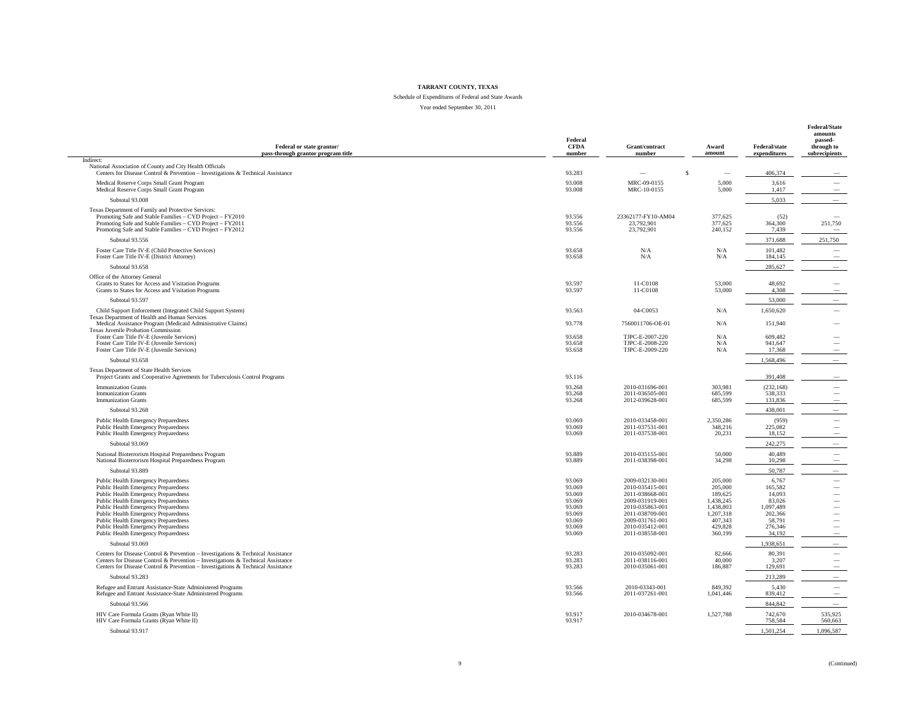**TARRANT COUNTY, TEXAS**

Schedule of Expenditures of Federal and State Awards

Year ended September 30, 2011

| Federal or state grantor/ pass-through grantor program title | Federal CFDA number | Grant/contract number | Award amount | Federal/state expenditures | Federal/State amounts passed-through to subrecipients |
|---|---|---|---|---|---|
| Indirect: | | | | | |
| National Association of County and City Health Officials | | | | | |
| Centers for Disease Control & Prevention – Investigations & Technical Assistance | 93.283 | — | $ — | 406,374 | — |
| Medical Reserve Corps Small Grant Program | 93.008 | MRC-09-0155 | 5,000 | 3,616 | — |
| Medical Reserve Corps Small Grant Program | 93.008 | MRC-10-0155 | 5,000 | 1,417 | — |
| Subtotal 93.008 | | | | 5,033 | — |
| Texas Department of Family and Protective Services: | | | | | |
| Promoting Safe and Stable Families – CYD Project – FY2010 | 93.556 | 23362177-FY10-AM04 | 377,625 | (52) | — |
| Promoting Safe and Stable Families – CYD Project – FY2011 | 93.556 | 23,792,901 | 377,625 | 364,300 | 251,750 |
| Promoting Safe and Stable Families – CYD Project – FY2012 | 93.556 | 23,792,901 | 240,152 | 7,439 | — |
| Subtotal 93.556 | | | | 371,688 | 251,750 |
| Foster Care Title IV-E (Child Protective Services) | 93.658 | N/A | N/A | 101,482 | — |
| Foster Care Title IV-E (District Attorney) | 93.658 | N/A | N/A | 184,145 | — |
| Subtotal 93.658 | | | | 285,627 | — |
| Office of the Attorney General | | | | | |
| Grants to States for Access and Visitation Programs | 93.597 | 11-C0108 | 53,000 | 48,692 | — |
| Grants to States for Access and Visitation Programs | 93.597 | 11-C0108 | 53,000 | 4,308 | — |
| Subtotal 93.597 | | | | 53,000 | — |
| Child Support Enforcement (Integrated Child Support System) | 93.563 | 04-C0053 | N/A | 1,650,620 | — |
| Texas Department of Health and Human Services | | | | | |
| Medical Assistance Program (Medicaid Administrative Claims) | 93.778 | 7560011706-OE-01 | N/A | 151,940 | — |
| Texas Juvenile Probation Commission | | | | | |
| Foster Care Title IV-E (Juvenile Services) | 93.658 | TJPC-E-2007-220 | N/A | 609,482 | — |
| Foster Care Title IV-E (Juvenile Services) | 93.658 | TJPC-E-2008-220 | N/A | 941,647 | — |
| Foster Care Title IV-E (Juvenile Services) | 93.658 | TJPC-E-2009-220 | N/A | 17,368 | — |
| Subtotal 93.658 | | | | 1,568,496 | — |
| Texas Department of State Health Services | | | | | |
| Project Grants and Cooperative Agreements for Tuberculosis Control Programs | 93.116 | | | 391,408 | — |
| Immunization Grants | 93.268 | 2010-031696-001 | 303,981 | (232,168) | — |
| Immunization Grants | 93.268 | 2011-036505-001 | 685,599 | 538,333 | — |
| Immunization Grants | 93.268 | 2012-039628-001 | 685,599 | 131,836 | — |
| Subtotal 93.268 | | | | 438,001 | — |
| Public Health Emergency Preparedness | 93.069 | 2010-033458-001 | 2,350,286 | (959) | — |
| Public Health Emergency Preparedness | 93.069 | 2011-037531-001 | 348,216 | 225,082 | — |
| Public Health Emergency Preparedness | 93.069 | 2011-037538-001 | 20,231 | 18,152 | — |
| Subtotal 93.069 | | | | 242,275 | — |
| National Bioterrorism Hospital Preparedness Program | 93.889 | 2010-035155-001 | 50,000 | 40,489 | — |
| National Bioterrorism Hospital Preparedness Program | 93.889 | 2011-038398-001 | 34,298 | 10,298 | — |
| Subtotal 93.889 | | | | 50,787 | — |
| Public Health Emergency Preparedness | 93.069 | 2009-032130-001 | 205,000 | 6,767 | — |
| Public Health Emergency Preparedness | 93.069 | 2010-035415-001 | 205,000 | 165,582 | — |
| Public Health Emergency Preparedness | 93.069 | 2011-038668-001 | 189,625 | 14,093 | — |
| Public Health Emergency Preparedness | 93.069 | 2009-031919-001 | 1,438,245 | 83,026 | — |
| Public Health Emergency Preparedness | 93.069 | 2010-035863-001 | 1,438,803 | 1,097,489 | — |
| Public Health Emergency Preparedness | 93.069 | 2011-038709-001 | 1,207,318 | 202,366 | — |
| Public Health Emergency Preparedness | 93.069 | 2009-031761-001 | 407,343 | 58,791 | — |
| Public Health Emergency Preparedness | 93.069 | 2010-035412-001 | 429,828 | 276,346 | — |
| Public Health Emergency Preparedness | 93.069 | 2011-038558-001 | 360,199 | 34,192 | — |
| Subtotal 93.069 | | | | 1,938,651 | — |
| Centers for Disease Control & Prevention – Investigations & Technical Assistance | 93.283 | 2010-035092-001 | 82,666 | 80,391 | — |
| Centers for Disease Control & Prevention – Investigations & Technical Assistance | 93.283 | 2011-038116-001 | 40,000 | 3,207 | — |
| Centers for Disease Control & Prevention – Investigations & Technical Assistance | 93.283 | 2010-035061-001 | 186,887 | 129,691 | — |
| Subtotal 93.283 | | | | 213,289 | — |
| Refugee and Entrant Assistance-State Administered Programs | 93.566 | 2010-03343-001 | 849,392 | 5,430 | — |
| Refugee and Entrant Assistance-State Administered Programs | 93.566 | 2011-037261-001 | 1,041,446 | 839,412 | — |
| Subtotal 93.566 | | | | 844,842 | — |
| HIV Care Formula Grants (Ryan White II) | 93.917 | 2010-034678-001 | 1,527,788 | 742,670 | 535,925 |
| HIV Care Formula Grants (Ryan White II) | 93.917 | | | 758,584 | 560,663 |
| Subtotal 93.917 | | | | 1,501,254 | 1,096,587 |

(Continued)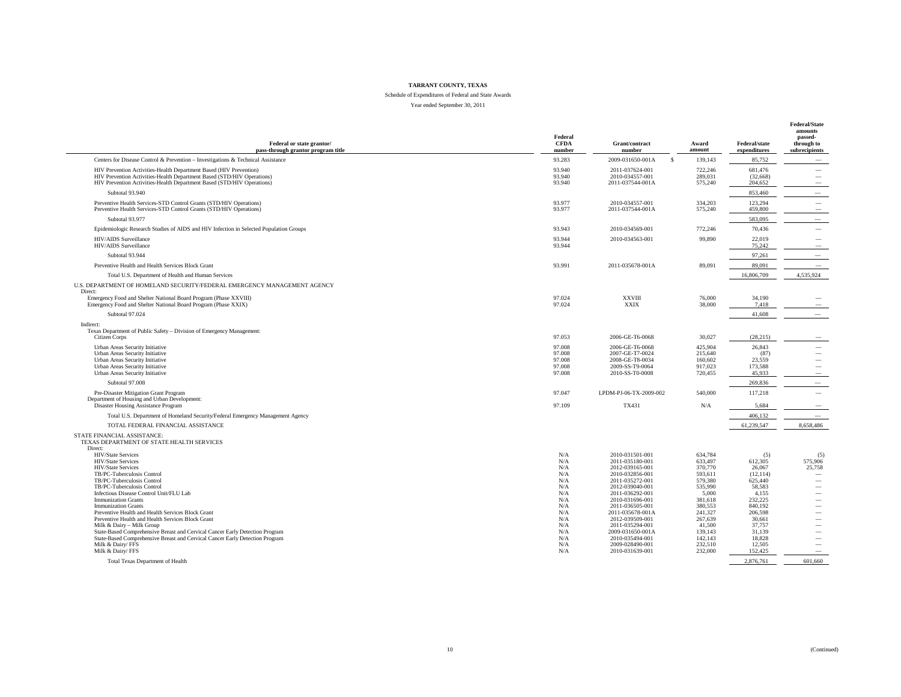**TARRANT COUNTY, TEXAS**

Schedule of Expenditures of Federal and State Awards

Year ended September 30, 2011

| Federal or state grantor/ pass-through grantor program title | Federal CFDA number | Grant/contract number | Award amount | Federal/state expenditures | Federal/State amounts passed-through to subrecipients |
|---|---|---|---|---|---|
| Centers for Disease Control & Prevention – Investigations & Technical Assistance | 93.283 | 2009-031650-001A | $ 139,143 | 85,752 | — |
| HIV Prevention Activities-Health Department Based (HIV Prevention) | 93.940 | 2011-037624-001 | 722,246 | 681,476 | — |
| HIV Prevention Activities-Health Department Based (STD/HIV Operations) | 93.940 | 2010-034557-001 | 289,031 | (32,668) | — |
| HIV Prevention Activities-Health Department Based (STD/HIV Operations) | 93.940 | 2011-037544-001A | 575,240 | 204,652 | — |
| Subtotal 93.940 | | | | 853,460 | — |
| Preventive Health Services-STD Control Grants (STD/HIV Operations) | 93.977 | 2010-034557-001 | 334,203 | 123,294 | — |
| Preventive Health Services-STD Control Grants (STD/HIV Operations) | 93.977 | 2011-037544-001A | 575,240 | 459,800 | — |
| Subtotal 93.977 | | | | 583,095 | — |
| Epidemiologic Research Studies of AIDS and HIV Infection in Selected Population Groups | 93.943 | 2010-034569-001 | 772,246 | 70,436 | — |
| HIV/AIDS Surveillance | 93.944 | 2010-034563-001 | 99,890 | 22,019 | — |
| HIV/AIDS Surveillance | 93.944 | | | 75,242 | — |
| Subtotal 93.944 | | | | 97,261 | — |
| Preventive Health and Health Services Block Grant | 93.991 | 2011-035678-001A | 89,091 | 89,091 | — |
| Total U.S. Department of Health and Human Services | | | | 16,806,709 | 4,535,924 |
| U.S. DEPARTMENT OF HOMELAND SECURITY/FEDERAL EMERGENCY MANAGEMENT AGENCY | | | | | |
| Direct: | | | | | |
| Emergency Food and Shelter National Board Program (Phase XXVIII) | 97.024 | XXVIII | 76,000 | 34,190 | — |
| Emergency Food and Shelter National Board Program (Phase XXIX) | 97.024 | XXIX | 38,000 | 7,418 | — |
| Subtotal 97.024 | | | | 41,608 | — |
| Indirect: | | | | | |
| Texas Department of Public Safety – Division of Emergency Management: | | | | | |
| Citizen Corps | 97.053 | 2006-GE-T6-0068 | 30,027 | (28,215) | — |
| Urban Areas Security Initiative | 97.008 | 2006-GE-T6-0068 | 425,904 | 26,843 | — |
| Urban Areas Security Initiative | 97.008 | 2007-GE-T7-0024 | 215,640 | (87) | — |
| Urban Areas Security Initiative | 97.008 | 2008-GE-T8-0034 | 160,602 | 23,559 | — |
| Urban Areas Security Initiative | 97.008 | 2009-SS-T9-0064 | 917,023 | 173,588 | — |
| Urban Areas Security Initiative | 97.008 | 2010-SS-T0-0008 | 720,455 | 45,933 | — |
| Subtotal 97.008 | | | | 269,836 | — |
| Pre-Disaster Mitigation Grant Program | 97.047 | LPDM-PJ-06-TX-2009-002 | 540,000 | 117,218 | — |
| Department of Housing and Urban Development: | | | | | |
| Disaster Housing Assistance Program | 97.109 | TX431 | N/A | 5,684 | — |
| Total U.S. Department of Homeland Security/Federal Emergency Management Agency | | | | 406,132 | — |
| TOTAL FEDERAL FINANCIAL ASSISTANCE | | | | 61,239,547 | 8,658,486 |
| STATE FINANCIAL ASSISTANCE: | | | | | |
| TEXAS DEPARTMENT OF STATE HEALTH SERVICES | | | | | |
| Direct: | | | | | |
| HIV/State Services | N/A | 2010-031501-001 | 634,784 | (5) | (5) |
| HIV/State Services | N/A | 2011-035180-001 | 633,497 | 612,305 | 575,906 |
| HIV/State Services | N/A | 2012-039165-001 | 370,770 | 26,067 | 25,758 |
| TB/PC-Tuberculosis Control | N/A | 2010-032856-001 | 593,611 | (12,114) | — |
| TB/PC-Tuberculosis Control | N/A | 2011-035272-001 | 579,380 | 625,440 | — |
| TB/PC-Tuberculosis Control | N/A | 2012-039040-001 | 535,990 | 58,583 | — |
| Infectious Disease Control Unit/FLU Lab | N/A | 2011-036292-001 | 5,000 | 4,155 | — |
| Immunization Grants | N/A | 2010-031696-001 | 381,618 | 232,225 | — |
| Immunization Grants | N/A | 2011-036505-001 | 380,553 | 840,192 | — |
| Preventive Health and Health Services Block Grant | N/A | 2011-035678-001A | 241,327 | 206,598 | — |
| Preventive Health and Health Services Block Grant | N/A | 2012-039509-001 | 267,639 | 30,661 | — |
| Milk & Dairy – Milk Group | N/A | 2011-035294-001 | 41,500 | 37,757 | — |
| State-Based Comprehensive Breast and Cervical Cancer Early Detection Program | N/A | 2009-031650-001A | 139,143 | 31,139 | — |
| State-Based Comprehensive Breast and Cervical Cancer Early Detection Program | N/A | 2010-035494-001 | 142,143 | 18,828 | — |
| Milk & Dairy/ FFS | N/A | 2009-028490-001 | 232,510 | 12,505 | — |
| Milk & Dairy/ FFS | N/A | 2010-031639-001 | 232,000 | 152,425 | — |
| Total Texas Department of Health | | | | 2,876,761 | 601,660 |

(Continued)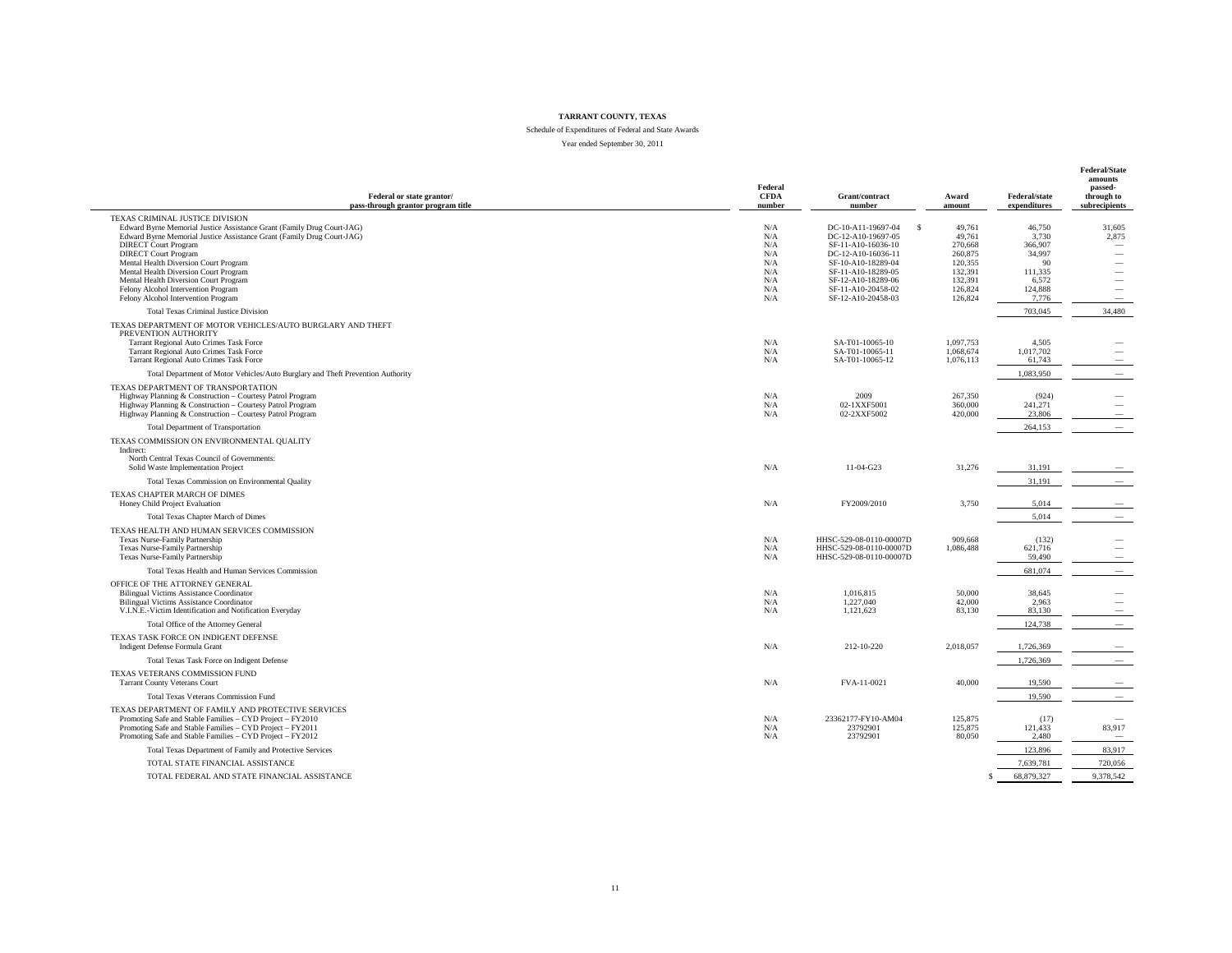**TARRANT COUNTY, TEXAS**

Schedule of Expenditures of Federal and State Awards

Year ended September 30, 2011

| Federal or state grantor/ pass-through grantor program title | Federal CFDA number | Grant/contract number | Award amount | Federal/state expenditures | Federal/State amounts passed-through to subrecipients |
|---|---|---|---|---|---|
| TEXAS CRIMINAL JUSTICE DIVISION | | | | | |
| Edward Byrne Memorial Justice Assistance Grant (Family Drug Court-JAG) | N/A | DC-10-A11-19697-04 | $ 49,761 | 46,750 | 31,605 |
| Edward Byrne Memorial Justice Assistance Grant (Family Drug Court-JAG) | N/A | DC-12-A10-19697-05 | 49,761 | 3,730 | 2,875 |
| DIRECT Court Program | N/A | SF-11-A10-16036-10 | 270,668 | 366,907 | — |
| DIRECT Court Program | N/A | DC-12-A10-16036-11 | 260,875 | 34,997 | — |
| Mental Health Diversion Court Program | N/A | SF-10-A10-18289-04 | 120,355 | 90 | — |
| Mental Health Diversion Court Program | N/A | SF-11-A10-18289-05 | 132,391 | 111,335 | — |
| Mental Health Diversion Court Program | N/A | SF-12-A10-18289-06 | 132,391 | 6,572 | — |
| Felony Alcohol Intervention Program | N/A | SF-11-A10-20458-02 | 126,824 | 124,888 | — |
| Felony Alcohol Intervention Program | N/A | SF-12-A10-20458-03 | 126,824 | 7,776 | — |
| Total Texas Criminal Justice Division | | | | 703,045 | 34,480 |
| TEXAS DEPARTMENT OF MOTOR VEHICLES/AUTO BURGLARY AND THEFT PREVENTION AUTHORITY | | | | | |
| Tarrant Regional Auto Crimes Task Force | N/A | SA-T01-10065-10 | 1,097,753 | 4,505 | — |
| Tarrant Regional Auto Crimes Task Force | N/A | SA-T01-10065-11 | 1,068,674 | 1,017,702 | — |
| Tarrant Regional Auto Crimes Task Force | N/A | SA-T01-10065-12 | 1,076,113 | 61,743 | — |
| Total Department of Motor Vehicles/Auto Burglary and Theft Prevention Authority | | | | 1,083,950 | — |
| TEXAS DEPARTMENT OF TRANSPORTATION | | | | | |
| Highway Planning & Construction – Courtesy Patrol Program | N/A | 2009 | 267,350 | (924) | — |
| Highway Planning & Construction – Courtesy Patrol Program | N/A | 02-1XXF5001 | 360,000 | 241,271 | — |
| Highway Planning & Construction – Courtesy Patrol Program | N/A | 02-2XXF5002 | 420,000 | 23,806 | — |
| Total Department of Transportation | | | | 264,153 | — |
| TEXAS COMMISSION ON ENVIRONMENTAL QUALITY | | | | | |
| Indirect: | | | | | |
| North Central Texas Council of Governments: | | | | | |
| Solid Waste Implementation Project | N/A | 11-04-G23 | 31,276 | 31,191 | — |
| Total Texas Commission on Environmental Quality | | | | 31,191 | — |
| TEXAS CHAPTER MARCH OF DIMES | | | | | |
| Honey Child Project Evaluation | N/A | FY2009/2010 | 3,750 | 5,014 | — |
| Total Texas Chapter March of Dimes | | | | 5,014 | — |
| TEXAS HEALTH AND HUMAN SERVICES COMMISSION | | | | | |
| Texas Nurse-Family Partnership | N/A | HHSC-529-08-0110-00007D | 909,668 | (132) | — |
| Texas Nurse-Family Partnership | N/A | HHSC-529-08-0110-00007D | 1,086,488 | 621,716 | — |
| Texas Nurse-Family Partnership | N/A | HHSC-529-08-0110-00007D | | 59,490 | — |
| Total Texas Health and Human Services Commission | | | | 681,074 | — |
| OFFICE OF THE ATTORNEY GENERAL | | | | | |
| Bilingual Victims Assistance Coordinator | N/A | 1,016,815 | 50,000 | 38,645 | — |
| Bilingual Victims Assistance Coordinator | N/A | 1,227,040 | 42,000 | 2,963 | — |
| V.I.N.E.-Victim Identification and Notification Everyday | N/A | 1,121,623 | 83,130 | 83,130 | — |
| Total Office of the Attorney General | | | | 124,738 | — |
| TEXAS TASK FORCE ON INDIGENT DEFENSE | | | | | |
| Indigent Defense Formula Grant | N/A | 212-10-220 | 2,018,057 | 1,726,369 | — |
| Total Texas Task Force on Indigent Defense | | | | 1,726,369 | — |
| TEXAS VETERANS COMMISSION FUND | | | | | |
| Tarrant County Veterans Court | N/A | FVA-11-0021 | 40,000 | 19,590 | — |
| Total Texas Veterans Commission Fund | | | | 19,590 | — |
| TEXAS DEPARTMENT OF FAMILY AND PROTECTIVE SERVICES | | | | | |
| Promoting Safe and Stable Families – CYD Project – FY2010 | N/A | 23362177-FY10-AM04 | 125,875 | (17) | — |
| Promoting Safe and Stable Families – CYD Project – FY2011 | N/A | 23792901 | 125,875 | 121,433 | 83,917 |
| Promoting Safe and Stable Families – CYD Project – FY2012 | N/A | 23792901 | 80,050 | 2,480 | — |
| Total Texas Department of Family and Protective Services | | | | 123,896 | 83,917 |
| TOTAL STATE FINANCIAL ASSISTANCE | | | | 7,639,781 | 720,056 |
| TOTAL FEDERAL AND STATE FINANCIAL ASSISTANCE | | | | $ 68,879,327 | 9,378,542 |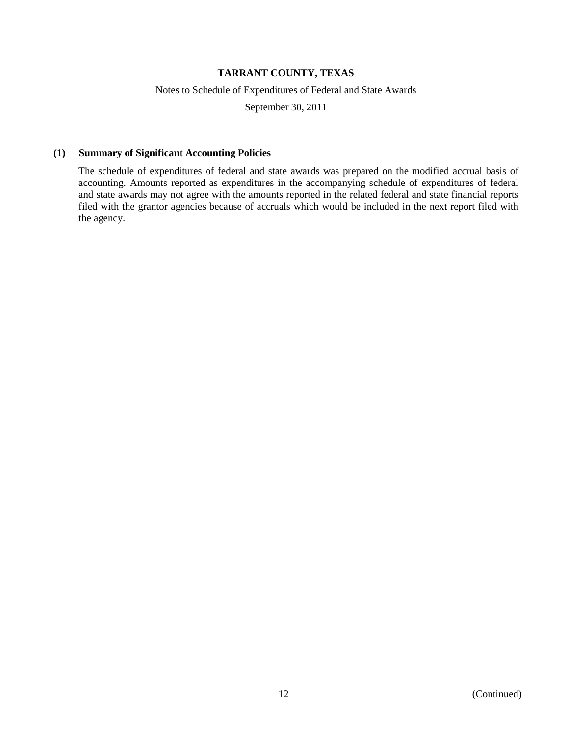**TARRANT COUNTY, TEXAS**

Notes to Schedule of Expenditures of Federal and State Awards

September 30, 2011

**(1) Summary of Significant Accounting Policies**

The schedule of expenditures of federal and state awards was prepared on the modified accrual basis of accounting. Amounts reported as expenditures in the accompanying schedule of expenditures of federal and state awards may not agree with the amounts reported in the related federal and state financial reports filed with the grantor agencies because of accruals which would be included in the next report filed with the agency.

(Continued)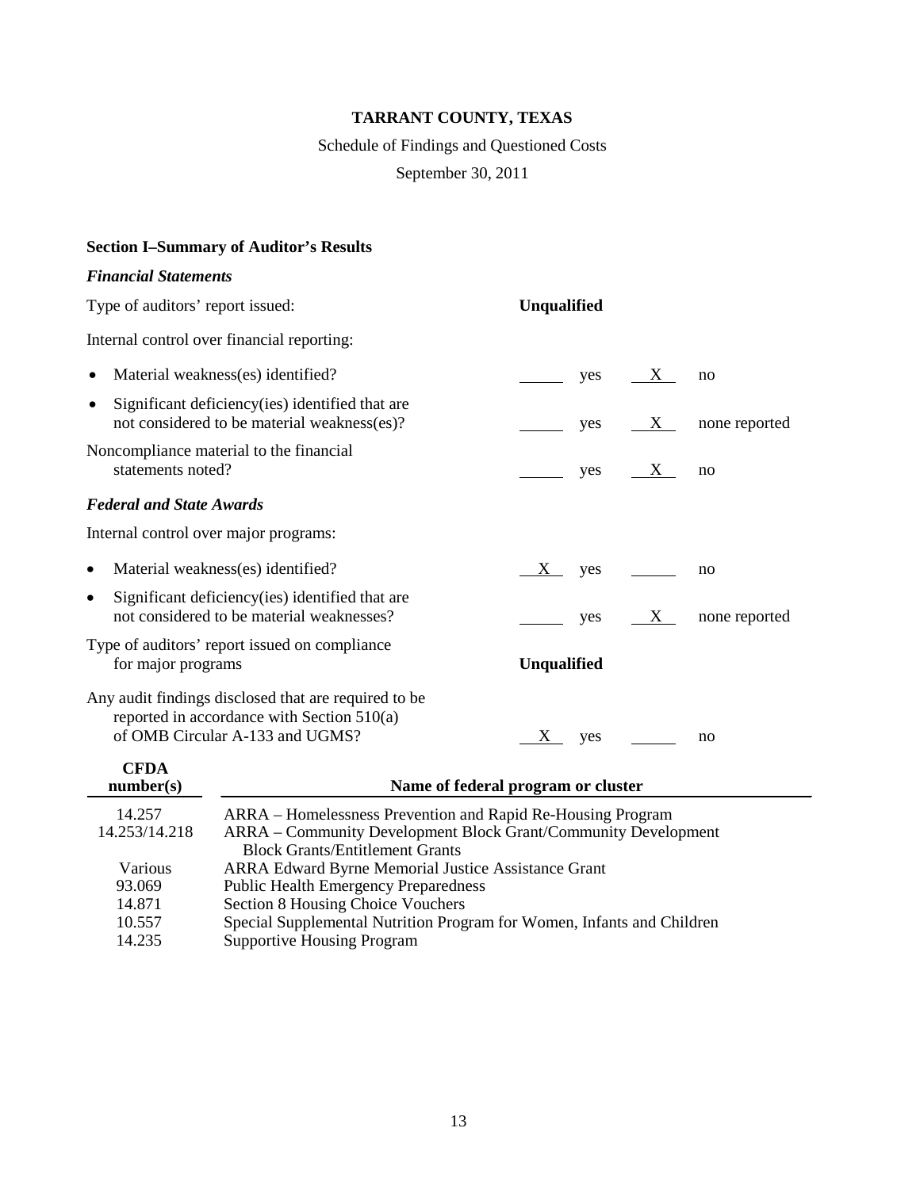# TARRANT COUNTY, TEXAS

Schedule of Findings and Questioned Costs

September 30, 2011

## Section I–Summary of Auditor's Results

### *Financial Statements*

Type of auditors' report issued: **Unqualified**

Internal control over financial reporting:

| | | | | |
|---|---|---|---|---|
| • Material weakness(es) identified? | ____ | yes | X | no |
| • Significant deficiency(ies) identified that are not considered to be material weakness(es)? | ____ | yes | X | none reported |
| Noncompliance material to the financial statements noted? | ____ | yes | X | no |

### *Federal and State Awards*

Internal control over major programs:

| | | | | |
|---|---|---|---|---|
| • Material weakness(es) identified? | X | yes | ____ | no |
| • Significant deficiency(ies) identified that are not considered to be material weaknesses? | ____ | yes | X | none reported |

Type of auditors' report issued on compliance for major programs **Unqualified**

| | | | | |
|---|---|---|---|---|
| Any audit findings disclosed that are required to be reported in accordance with Section 510(a) of OMB Circular A-133 and UGMS? | X | yes | ____ | no |

| CFDA number(s) | Name of federal program or cluster |
|---|---|
| 14.257 | ARRA – Homelessness Prevention and Rapid Re-Housing Program |
| 14.253/14.218 | ARRA – Community Development Block Grant/Community Development Block Grants/Entitlement Grants |
| Various | ARRA Edward Byrne Memorial Justice Assistance Grant |
| 93.069 | Public Health Emergency Preparedness |
| 14.871 | Section 8 Housing Choice Vouchers |
| 10.557 | Special Supplemental Nutrition Program for Women, Infants and Children |
| 14.235 | Supportive Housing Program |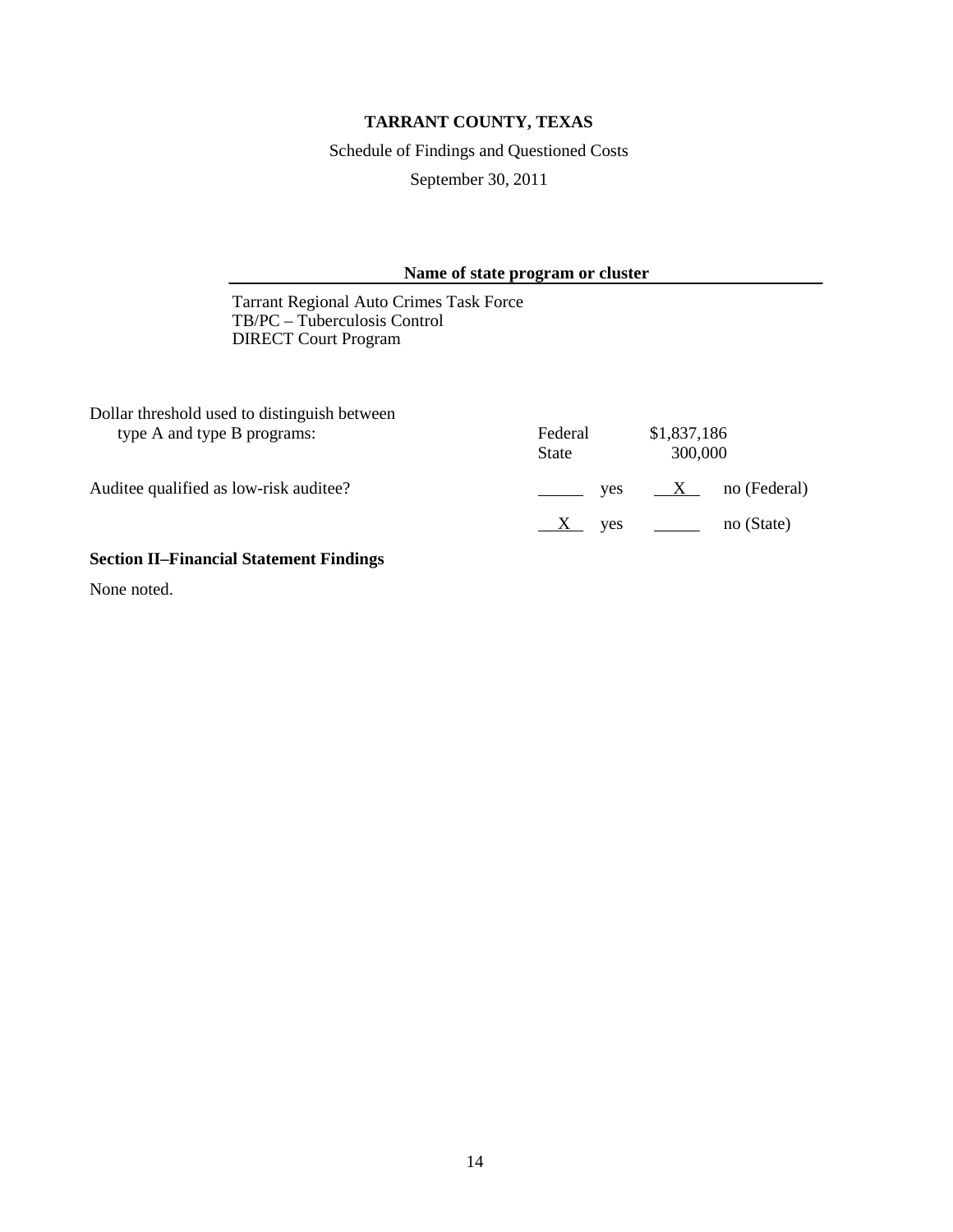**TARRANT COUNTY, TEXAS**

Schedule of Findings and Questioned Costs

September 30, 2011

| Name of state program or cluster |
|---|
| Tarrant Regional Auto Crimes Task Force |
| TB/PC – Tuberculosis Control |
| DIRECT Court Program |

| | | | | |
|---|---|---|---|---|
| Dollar threshold used to distinguish between type A and type B programs: | Federal | | $1,837,186 | |
| | State | | 300,000 | |
| Auditee qualified as low-risk auditee? | ______ | yes | X | no (Federal) |
| | X | yes | ______ | no (State) |

**Section II–Financial Statement Findings**

None noted.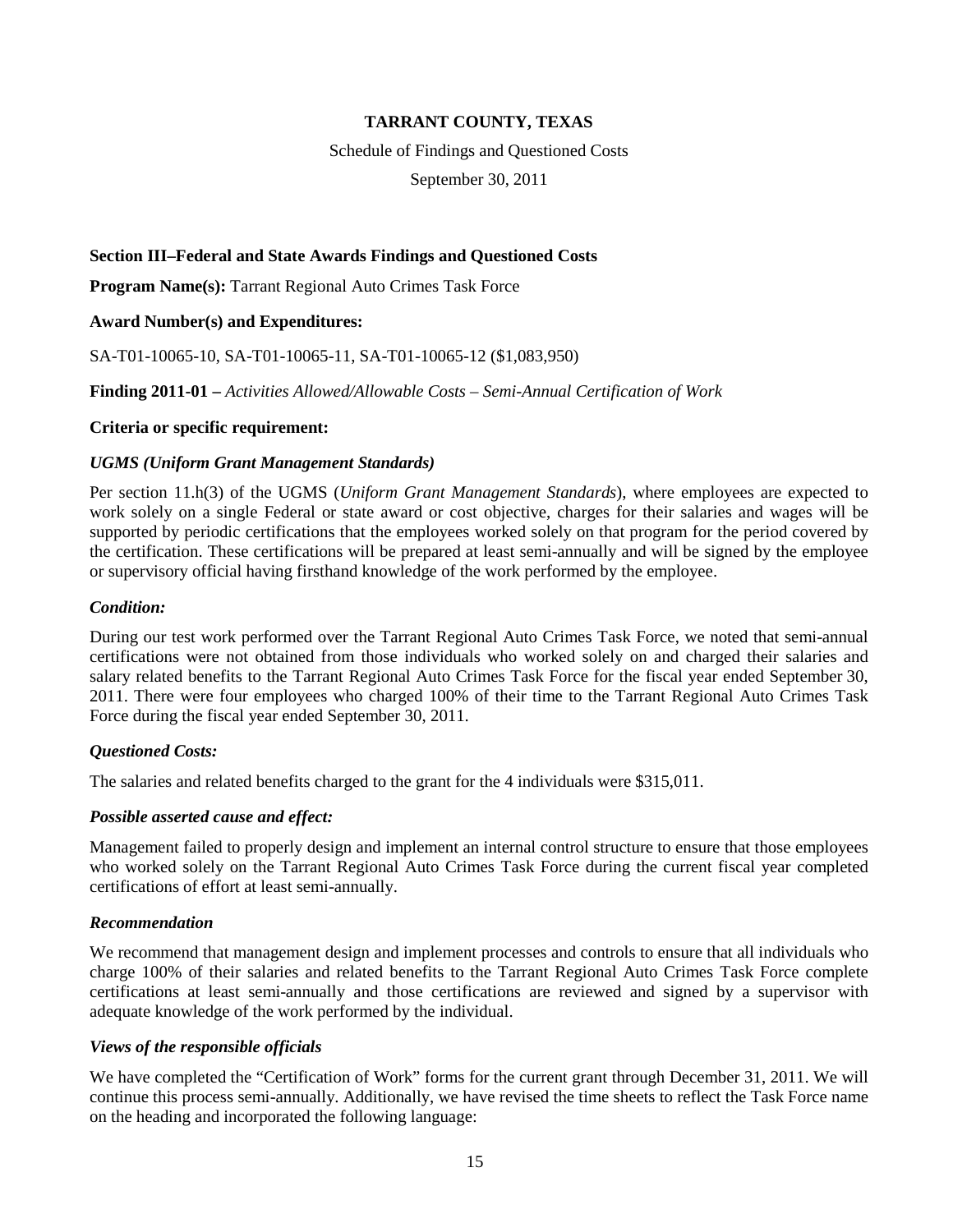# TARRANT COUNTY, TEXAS

Schedule of Findings and Questioned Costs

September 30, 2011

## Section III–Federal and State Awards Findings and Questioned Costs

**Program Name(s):** Tarrant Regional Auto Crimes Task Force

**Award Number(s) and Expenditures:**

SA-T01-10065-10, SA-T01-10065-11, SA-T01-10065-12 ($1,083,950)

**Finding 2011-01 –** *Activities Allowed/Allowable Costs – Semi-Annual Certification of Work*

**Criteria or specific requirement:**

***UGMS (Uniform Grant Management Standards)***

Per section 11.h(3) of the UGMS (*Uniform Grant Management Standards*), where employees are expected to work solely on a single Federal or state award or cost objective, charges for their salaries and wages will be supported by periodic certifications that the employees worked solely on that program for the period covered by the certification. These certifications will be prepared at least semi-annually and will be signed by the employee or supervisory official having firsthand knowledge of the work performed by the employee.

***Condition:***

During our test work performed over the Tarrant Regional Auto Crimes Task Force, we noted that semi-annual certifications were not obtained from those individuals who worked solely on and charged their salaries and salary related benefits to the Tarrant Regional Auto Crimes Task Force for the fiscal year ended September 30, 2011. There were four employees who charged 100% of their time to the Tarrant Regional Auto Crimes Task Force during the fiscal year ended September 30, 2011.

***Questioned Costs:***

The salaries and related benefits charged to the grant for the 4 individuals were $315,011.

***Possible asserted cause and effect:***

Management failed to properly design and implement an internal control structure to ensure that those employees who worked solely on the Tarrant Regional Auto Crimes Task Force during the current fiscal year completed certifications of effort at least semi-annually.

***Recommendation***

We recommend that management design and implement processes and controls to ensure that all individuals who charge 100% of their salaries and related benefits to the Tarrant Regional Auto Crimes Task Force complete certifications at least semi-annually and those certifications are reviewed and signed by a supervisor with adequate knowledge of the work performed by the individual.

***Views of the responsible officials***

We have completed the "Certification of Work" forms for the current grant through December 31, 2011. We will continue this process semi-annually. Additionally, we have revised the time sheets to reflect the Task Force name on the heading and incorporated the following language: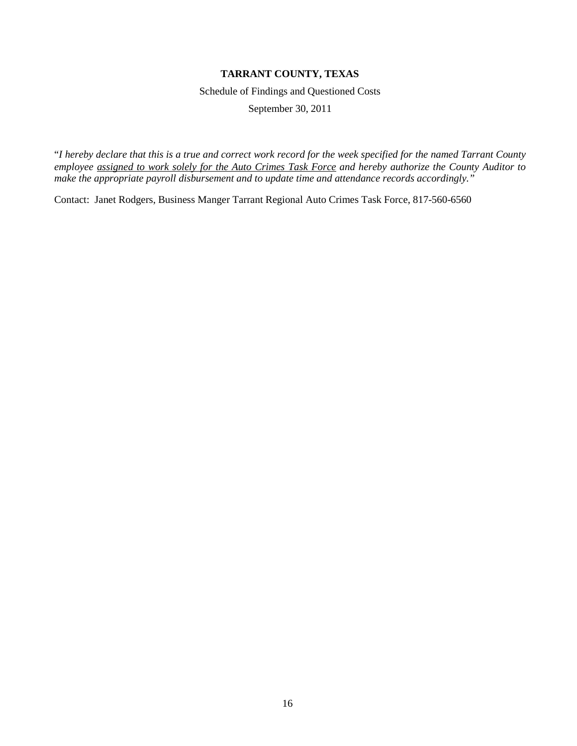**TARRANT COUNTY, TEXAS**

Schedule of Findings and Questioned Costs

September 30, 2011

"*I hereby declare that this is a true and correct work record for the week specified for the named Tarrant County employee <u>assigned to work solely for the Auto Crimes Task Force</u> and hereby authorize the County Auditor to make the appropriate payroll disbursement and to update time and attendance records accordingly.*"

Contact: Janet Rodgers, Business Manger Tarrant Regional Auto Crimes Task Force, 817-560-6560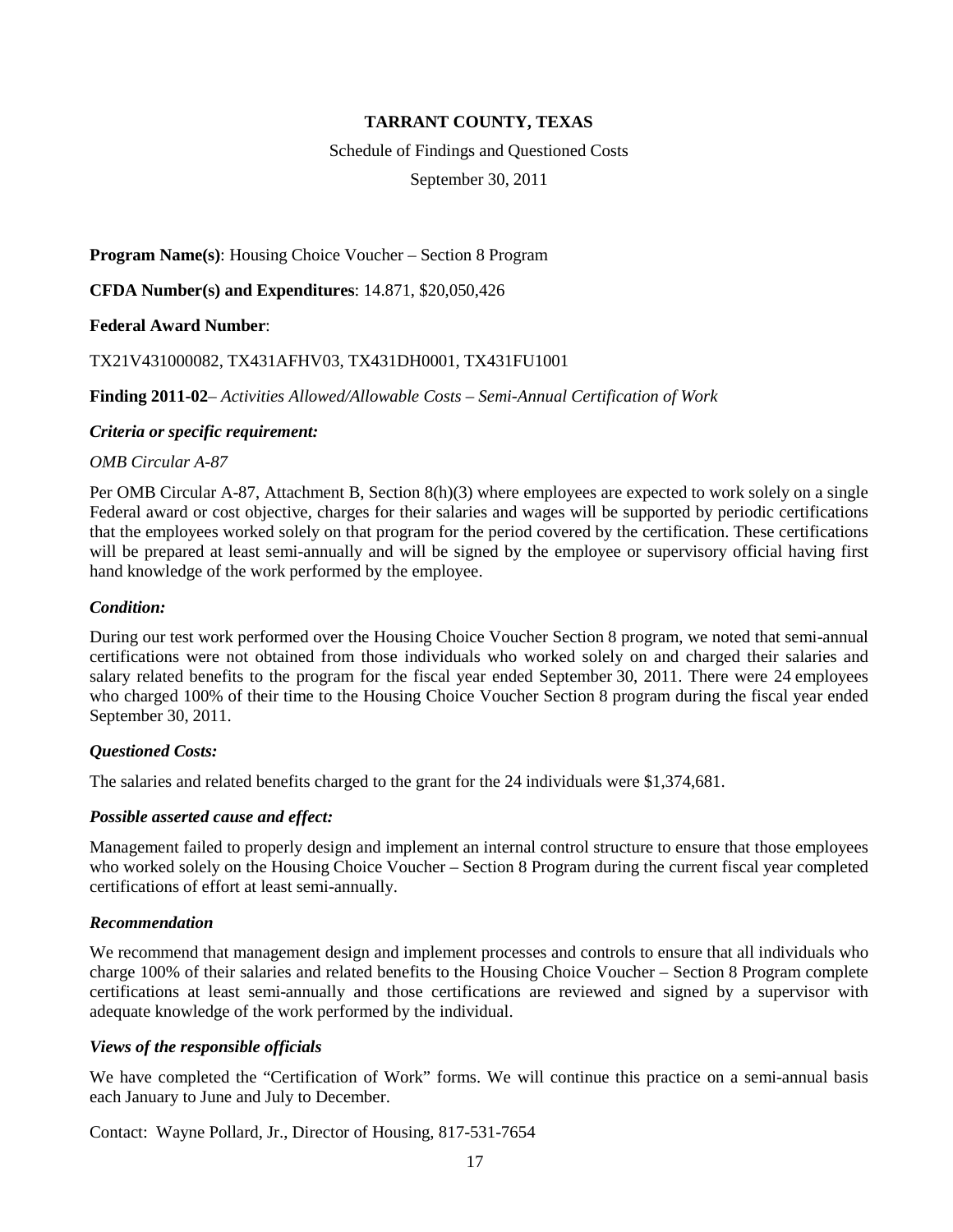**TARRANT COUNTY, TEXAS**

Schedule of Findings and Questioned Costs

September 30, 2011

**Program Name(s)**: Housing Choice Voucher – Section 8 Program

**CFDA Number(s) and Expenditures**: 14.871, $20,050,426

**Federal Award Number**:

TX21V431000082, TX431AFHV03, TX431DH0001, TX431FU1001

**Finding 2011-02**– *Activities Allowed/Allowable Costs – Semi-Annual Certification of Work*

***Criteria or specific requirement:***

*OMB Circular A-87*

Per OMB Circular A-87, Attachment B, Section 8(h)(3) where employees are expected to work solely on a single Federal award or cost objective, charges for their salaries and wages will be supported by periodic certifications that the employees worked solely on that program for the period covered by the certification. These certifications will be prepared at least semi-annually and will be signed by the employee or supervisory official having first hand knowledge of the work performed by the employee.

***Condition:***

During our test work performed over the Housing Choice Voucher Section 8 program, we noted that semi-annual certifications were not obtained from those individuals who worked solely on and charged their salaries and salary related benefits to the program for the fiscal year ended September 30, 2011. There were 24 employees who charged 100% of their time to the Housing Choice Voucher Section 8 program during the fiscal year ended September 30, 2011.

***Questioned Costs:***

The salaries and related benefits charged to the grant for the 24 individuals were $1,374,681.

***Possible asserted cause and effect:***

Management failed to properly design and implement an internal control structure to ensure that those employees who worked solely on the Housing Choice Voucher – Section 8 Program during the current fiscal year completed certifications of effort at least semi-annually.

***Recommendation***

We recommend that management design and implement processes and controls to ensure that all individuals who charge 100% of their salaries and related benefits to the Housing Choice Voucher – Section 8 Program complete certifications at least semi-annually and those certifications are reviewed and signed by a supervisor with adequate knowledge of the work performed by the individual.

***Views of the responsible officials***

We have completed the "Certification of Work" forms. We will continue this practice on a semi-annual basis each January to June and July to December.

Contact: Wayne Pollard, Jr., Director of Housing, 817-531-7654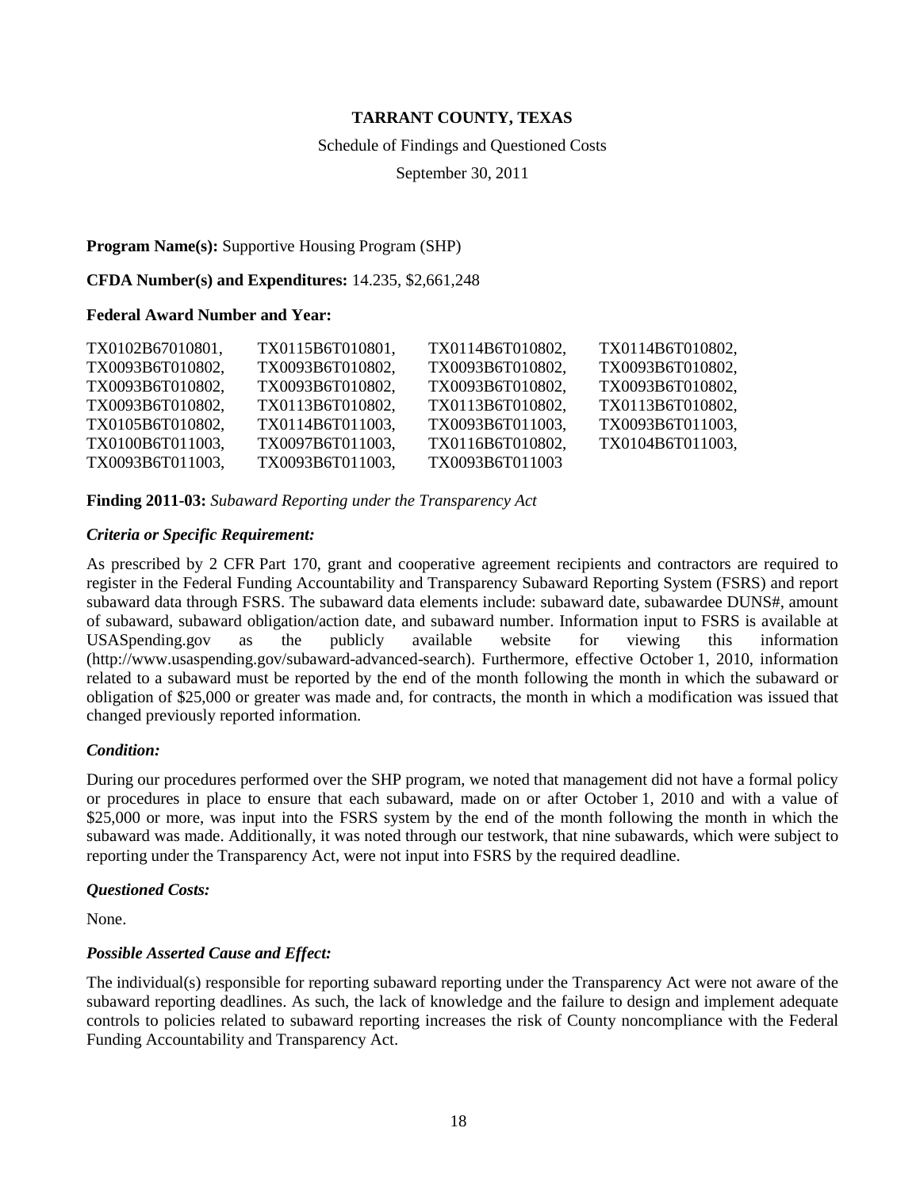**TARRANT COUNTY, TEXAS**

Schedule of Findings and Questioned Costs

September 30, 2011

**Program Name(s):** Supportive Housing Program (SHP)

**CFDA Number(s) and Expenditures:** 14.235, $2,661,248

**Federal Award Number and Year:**

| | | | |
|---|---|---|---|
| TX0102B67010801, | TX0115B6T010801, | TX0114B6T010802, | TX0114B6T010802, |
| TX0093B6T010802, | TX0093B6T010802, | TX0093B6T010802, | TX0093B6T010802, |
| TX0093B6T010802, | TX0093B6T010802, | TX0093B6T010802, | TX0093B6T010802, |
| TX0093B6T010802, | TX0113B6T010802, | TX0113B6T010802, | TX0113B6T010802, |
| TX0105B6T010802, | TX0114B6T011003, | TX0093B6T011003, | TX0093B6T011003, |
| TX0100B6T011003, | TX0097B6T011003, | TX0116B6T010802, | TX0104B6T011003, |
| TX0093B6T011003, | TX0093B6T011003, | TX0093B6T011003 | |

**Finding 2011-03:** *Subaward Reporting under the Transparency Act*

***Criteria or Specific Requirement:***

As prescribed by 2 CFR Part 170, grant and cooperative agreement recipients and contractors are required to register in the Federal Funding Accountability and Transparency Subaward Reporting System (FSRS) and report subaward data through FSRS. The subaward data elements include: subaward date, subawardee DUNS#, amount of subaward, subaward obligation/action date, and subaward number. Information input to FSRS is available at USASpending.gov as the publicly available website for viewing this information (http://www.usaspending.gov/subaward-advanced-search). Furthermore, effective October 1, 2010, information related to a subaward must be reported by the end of the month following the month in which the subaward or obligation of $25,000 or greater was made and, for contracts, the month in which a modification was issued that changed previously reported information.

***Condition:***

During our procedures performed over the SHP program, we noted that management did not have a formal policy or procedures in place to ensure that each subaward, made on or after October 1, 2010 and with a value of $25,000 or more, was input into the FSRS system by the end of the month following the month in which the subaward was made. Additionally, it was noted through our testwork, that nine subawards, which were subject to reporting under the Transparency Act, were not input into FSRS by the required deadline.

***Questioned Costs:***

None.

***Possible Asserted Cause and Effect:***

The individual(s) responsible for reporting subaward reporting under the Transparency Act were not aware of the subaward reporting deadlines. As such, the lack of knowledge and the failure to design and implement adequate controls to policies related to subaward reporting increases the risk of County noncompliance with the Federal Funding Accountability and Transparency Act.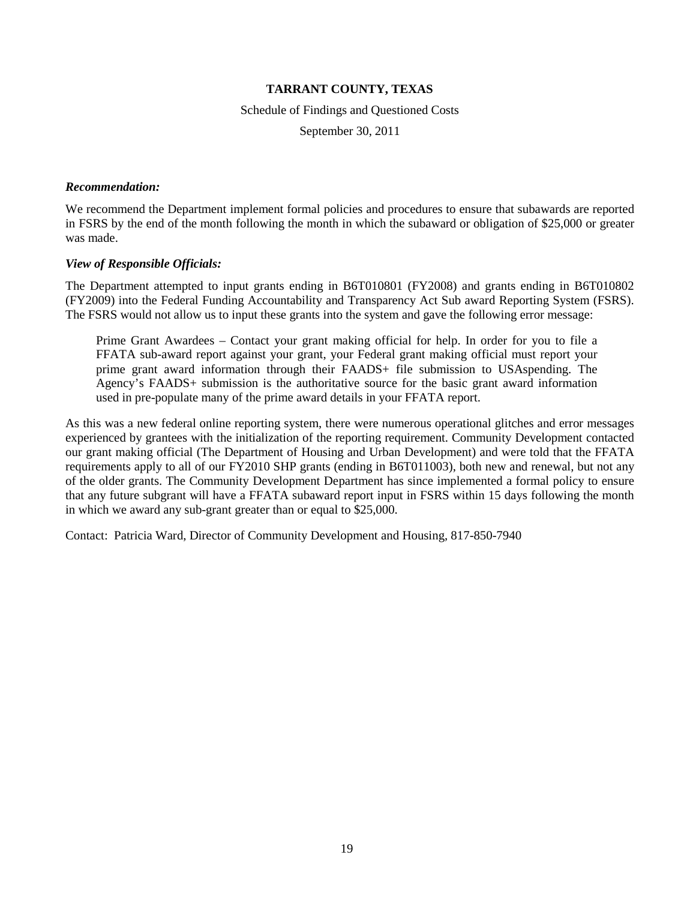**TARRANT COUNTY, TEXAS**

Schedule of Findings and Questioned Costs

September 30, 2011

***Recommendation:***

We recommend the Department implement formal policies and procedures to ensure that subawards are reported in FSRS by the end of the month following the month in which the subaward or obligation of $25,000 or greater was made.

***View of Responsible Officials:***

The Department attempted to input grants ending in B6T010801 (FY2008) and grants ending in B6T010802 (FY2009) into the Federal Funding Accountability and Transparency Act Sub award Reporting System (FSRS). The FSRS would not allow us to input these grants into the system and gave the following error message:

> Prime Grant Awardees – Contact your grant making official for help. In order for you to file a FFATA sub-award report against your grant, your Federal grant making official must report your prime grant award information through their FAADS+ file submission to USAspending. The Agency's FAADS+ submission is the authoritative source for the basic grant award information used in pre-populate many of the prime award details in your FFATA report.

As this was a new federal online reporting system, there were numerous operational glitches and error messages experienced by grantees with the initialization of the reporting requirement. Community Development contacted our grant making official (The Department of Housing and Urban Development) and were told that the FFATA requirements apply to all of our FY2010 SHP grants (ending in B6T011003), both new and renewal, but not any of the older grants. The Community Development Department has since implemented a formal policy to ensure that any future subgrant will have a FFATA subaward report input in FSRS within 15 days following the month in which we award any sub-grant greater than or equal to $25,000.

Contact: Patricia Ward, Director of Community Development and Housing, 817-850-7940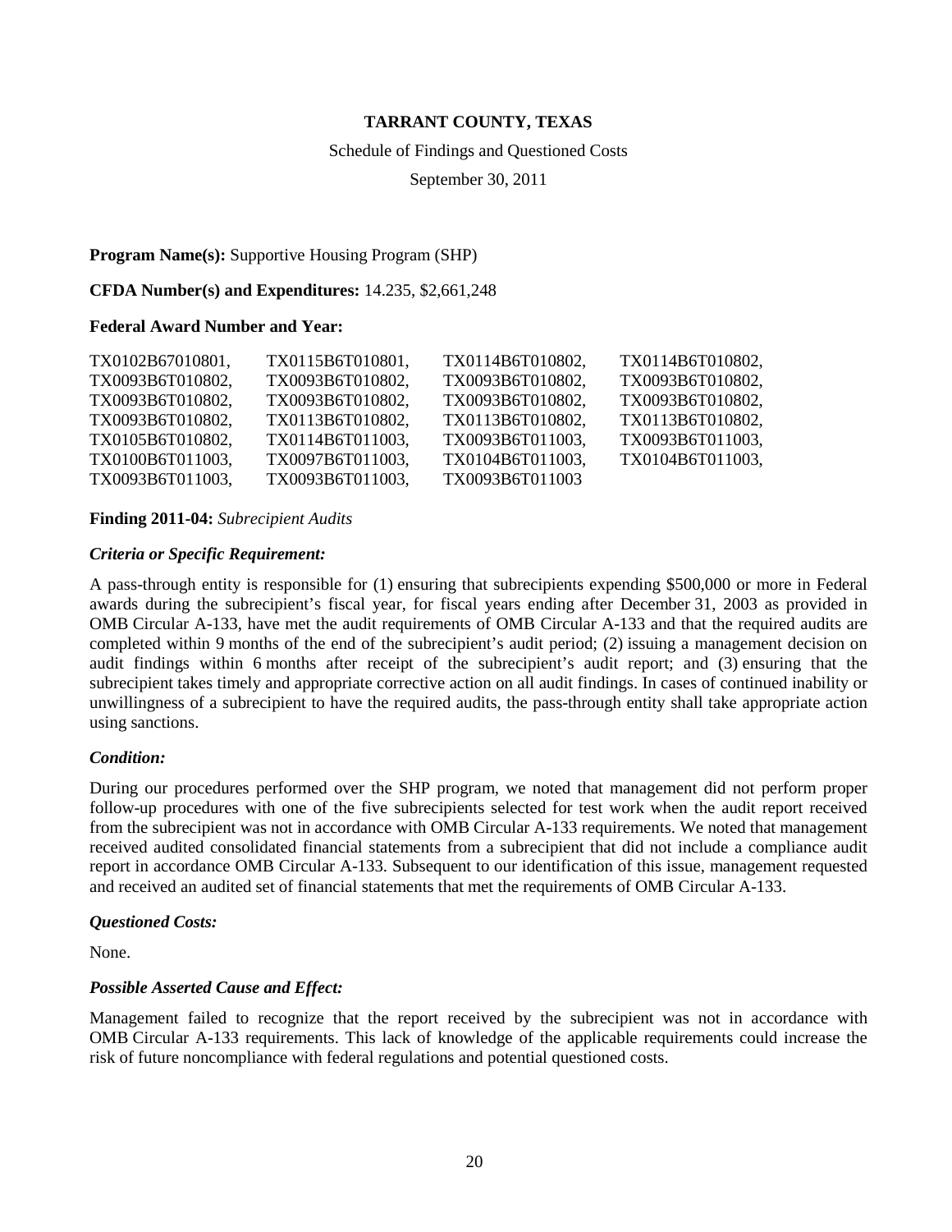**TARRANT COUNTY, TEXAS**

Schedule of Findings and Questioned Costs

September 30, 2011

**Program Name(s):** Supportive Housing Program (SHP)

**CFDA Number(s) and Expenditures:** 14.235, $2,661,248

**Federal Award Number and Year:**

| | | | |
|---|---|---|---|
| TX0102B67010801, | TX0115B6T010801, | TX0114B6T010802, | TX0114B6T010802, |
| TX0093B6T010802, | TX0093B6T010802, | TX0093B6T010802, | TX0093B6T010802, |
| TX0093B6T010802, | TX0093B6T010802, | TX0093B6T010802, | TX0093B6T010802, |
| TX0093B6T010802, | TX0113B6T010802, | TX0113B6T010802, | TX0113B6T010802, |
| TX0105B6T010802, | TX0114B6T011003, | TX0093B6T011003, | TX0093B6T011003, |
| TX0100B6T011003, | TX0097B6T011003, | TX0104B6T011003, | TX0104B6T011003, |
| TX0093B6T011003, | TX0093B6T011003, | TX0093B6T011003 | |

**Finding 2011-04:** *Subrecipient Audits*

***Criteria or Specific Requirement:***

A pass-through entity is responsible for (1) ensuring that subrecipients expending $500,000 or more in Federal awards during the subrecipient's fiscal year, for fiscal years ending after December 31, 2003 as provided in OMB Circular A-133, have met the audit requirements of OMB Circular A-133 and that the required audits are completed within 9 months of the end of the subrecipient's audit period; (2) issuing a management decision on audit findings within 6 months after receipt of the subrecipient's audit report; and (3) ensuring that the subrecipient takes timely and appropriate corrective action on all audit findings. In cases of continued inability or unwillingness of a subrecipient to have the required audits, the pass-through entity shall take appropriate action using sanctions.

***Condition:***

During our procedures performed over the SHP program, we noted that management did not perform proper follow-up procedures with one of the five subrecipients selected for test work when the audit report received from the subrecipient was not in accordance with OMB Circular A-133 requirements. We noted that management received audited consolidated financial statements from a subrecipient that did not include a compliance audit report in accordance OMB Circular A-133. Subsequent to our identification of this issue, management requested and received an audited set of financial statements that met the requirements of OMB Circular A-133.

***Questioned Costs:***

None.

***Possible Asserted Cause and Effect:***

Management failed to recognize that the report received by the subrecipient was not in accordance with OMB Circular A-133 requirements. This lack of knowledge of the applicable requirements could increase the risk of future noncompliance with federal regulations and potential questioned costs.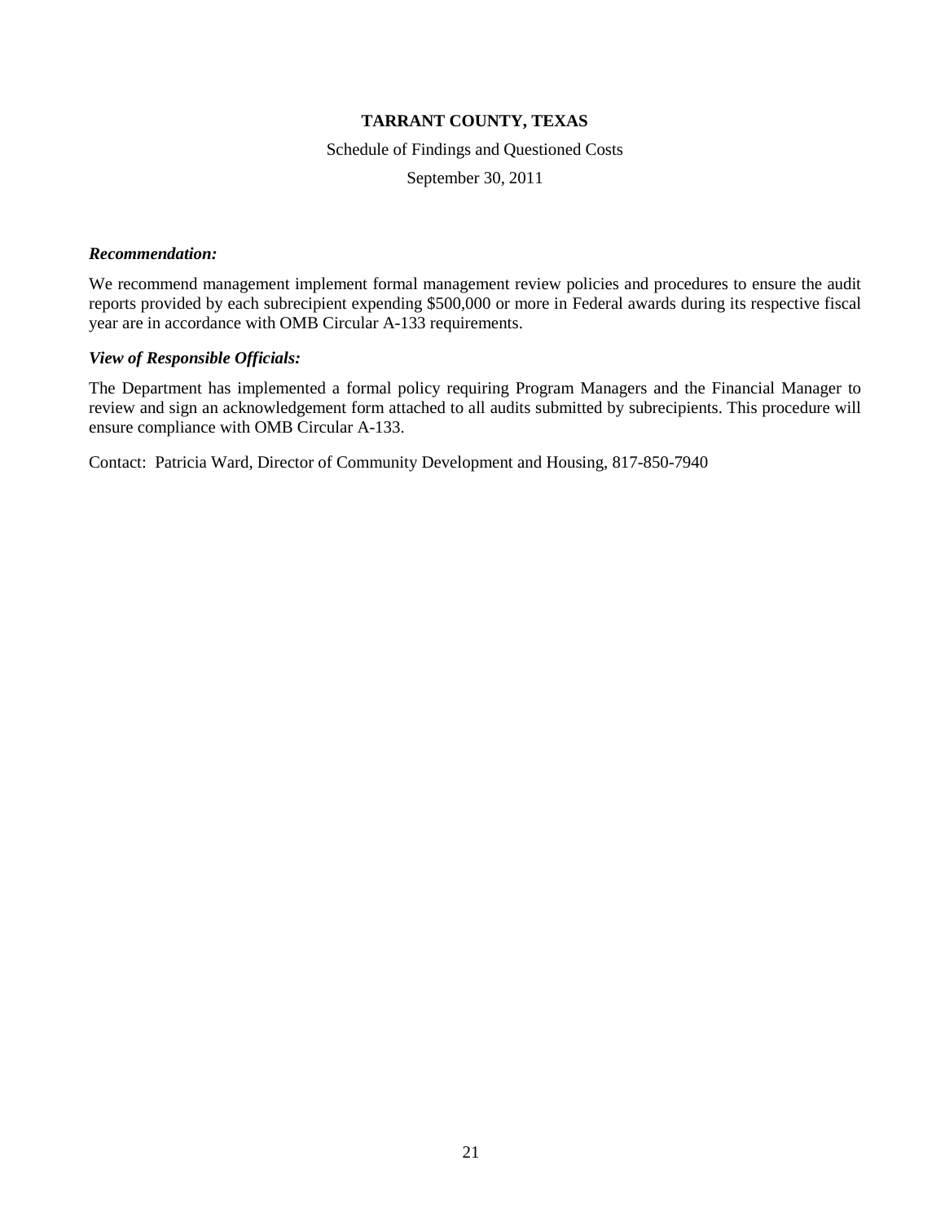**TARRANT COUNTY, TEXAS**

Schedule of Findings and Questioned Costs

September 30, 2011

***Recommendation:***

We recommend management implement formal management review policies and procedures to ensure the audit reports provided by each subrecipient expending $500,000 or more in Federal awards during its respective fiscal year are in accordance with OMB Circular A-133 requirements.

***View of Responsible Officials:***

The Department has implemented a formal policy requiring Program Managers and the Financial Manager to review and sign an acknowledgement form attached to all audits submitted by subrecipients. This procedure will ensure compliance with OMB Circular A-133.

Contact: Patricia Ward, Director of Community Development and Housing, 817-850-7940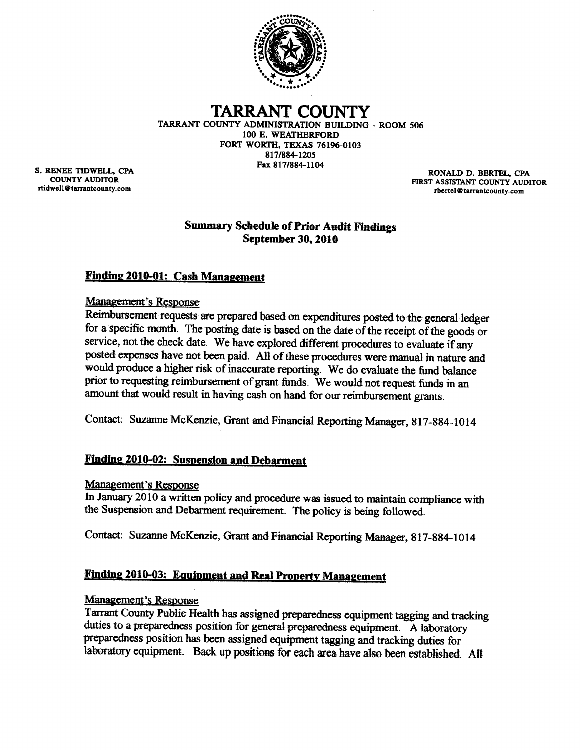# TARRANT COUNTY

TARRANT COUNTY ADMINISTRATION BUILDING - ROOM 506
100 E. WEATHERFORD
FORT WORTH, TEXAS 76196-0103
817/884-1205
Fax 817/884-1104

S. RENEE TIDWELL, CPA
COUNTY AUDITOR
rtidwell@tarrantcounty.com

RONALD D. BERTEL, CPA
FIRST ASSISTANT COUNTY AUDITOR
rbertel@tarrantcounty.com

## Summary Schedule of Prior Audit Findings
## September 30, 2010

### Finding 2010-01: Cash Management

Management's Response

Reimbursement requests are prepared based on expenditures posted to the general ledger for a specific month. The posting date is based on the date of the receipt of the goods or service, not the check date. We have explored different procedures to evaluate if any posted expenses have not been paid. All of these procedures were manual in nature and would produce a higher risk of inaccurate reporting. We do evaluate the fund balance prior to requesting reimbursement of grant funds. We would not request funds in an amount that would result in having cash on hand for our reimbursement grants.

Contact: Suzanne McKenzie, Grant and Financial Reporting Manager, 817-884-1014

### Finding 2010-02: Suspension and Debarment

Management's Response

In January 2010 a written policy and procedure was issued to maintain compliance with the Suspension and Debarment requirement. The policy is being followed.

Contact: Suzanne McKenzie, Grant and Financial Reporting Manager, 817-884-1014

### Finding 2010-03: Equipment and Real Property Management

Management's Response

Tarrant County Public Health has assigned preparedness equipment tagging and tracking duties to a preparedness position for general preparedness equipment. A laboratory preparedness position has been assigned equipment tagging and tracking duties for laboratory equipment. Back up positions for each area have also been established. All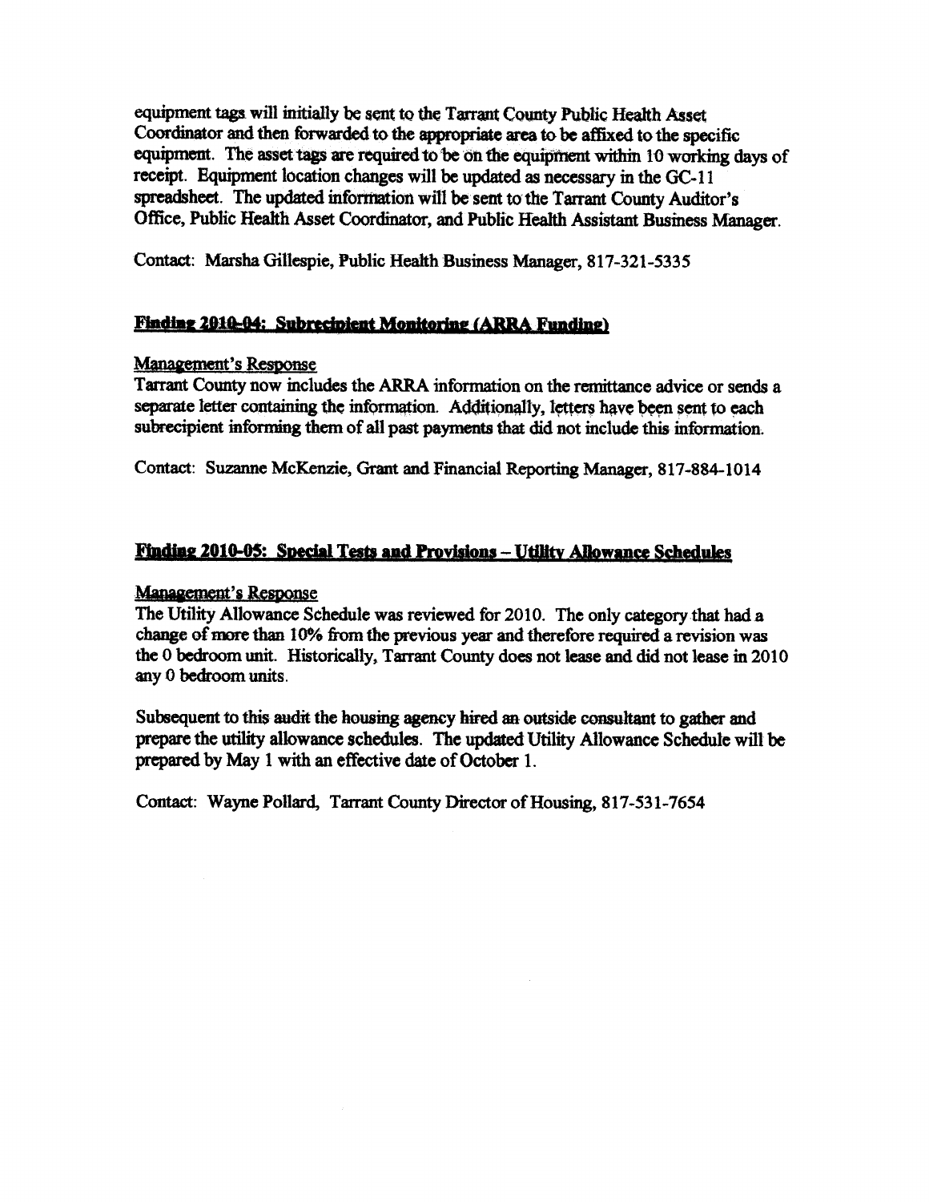equipment tags will initially be sent to the Tarrant County Public Health Asset Coordinator and then forwarded to the appropriate area to be affixed to the specific equipment. The asset tags are required to be on the equipment within 10 working days of receipt. Equipment location changes will be updated as necessary in the GC-11 spreadsheet. The updated information will be sent to the Tarrant County Auditor's Office, Public Health Asset Coordinator, and Public Health Assistant Business Manager.

Contact: Marsha Gillespie, Public Health Business Manager, 817-321-5335

### Finding 2010-04: Subrecipient Monitoring (ARRA Funding)

Management's Response

Tarrant County now includes the ARRA information on the remittance advice or sends a separate letter containing the information. Additionally, letters have been sent to each subrecipient informing them of all past payments that did not include this information.

Contact: Suzanne McKenzie, Grant and Financial Reporting Manager, 817-884-1014

### Finding 2010-05: Special Tests and Provisions – Utility Allowance Schedules

Management's Response

The Utility Allowance Schedule was reviewed for 2010. The only category that had a change of more than 10% from the previous year and therefore required a revision was the 0 bedroom unit. Historically, Tarrant County does not lease and did not lease in 2010 any 0 bedroom units.

Subsequent to this audit the housing agency hired an outside consultant to gather and prepare the utility allowance schedules. The updated Utility Allowance Schedule will be prepared by May 1 with an effective date of October 1.

Contact: Wayne Pollard, Tarrant County Director of Housing, 817-531-7654